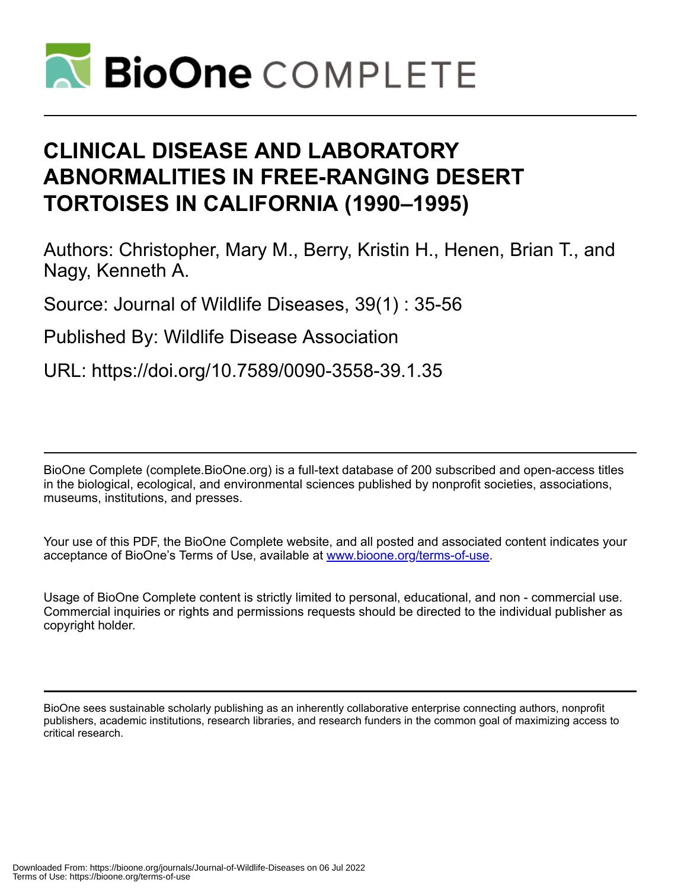# CLINICAL DISEASE AND LABORATORY ABNORMALITIES IN FREE-RANGING DESERT TORTOISES IN CALIFORNIA (1990–1995)

Authors: Christopher, Mary M., Berry, Kristin H., Henen, Brian T., and Nagy, Kenneth A.

Source: Journal of Wildlife Diseases, 39(1) : 35-56

Published By: Wildlife Disease Association

URL: https://doi.org/10.7589/0090-3558-39.1.35

BioOne Complete (complete.BioOne.org) is a full-text database of 200 subscribed and open-access titles in the biological, ecological, and environmental sciences published by nonprofit societies, associations, museums, institutions, and presses.

Your use of this PDF, the BioOne Complete website, and all posted and associated content indicates your acceptance of BioOne's Terms of Use, available at www.bioone.org/terms-of-use.

Usage of BioOne Complete content is strictly limited to personal, educational, and non - commercial use. Commercial inquiries or rights and permissions requests should be directed to the individual publisher as copyright holder.

BioOne sees sustainable scholarly publishing as an inherently collaborative enterprise connecting authors, nonprofit publishers, academic institutions, research libraries, and research funders in the common goal of maximizing access to critical research.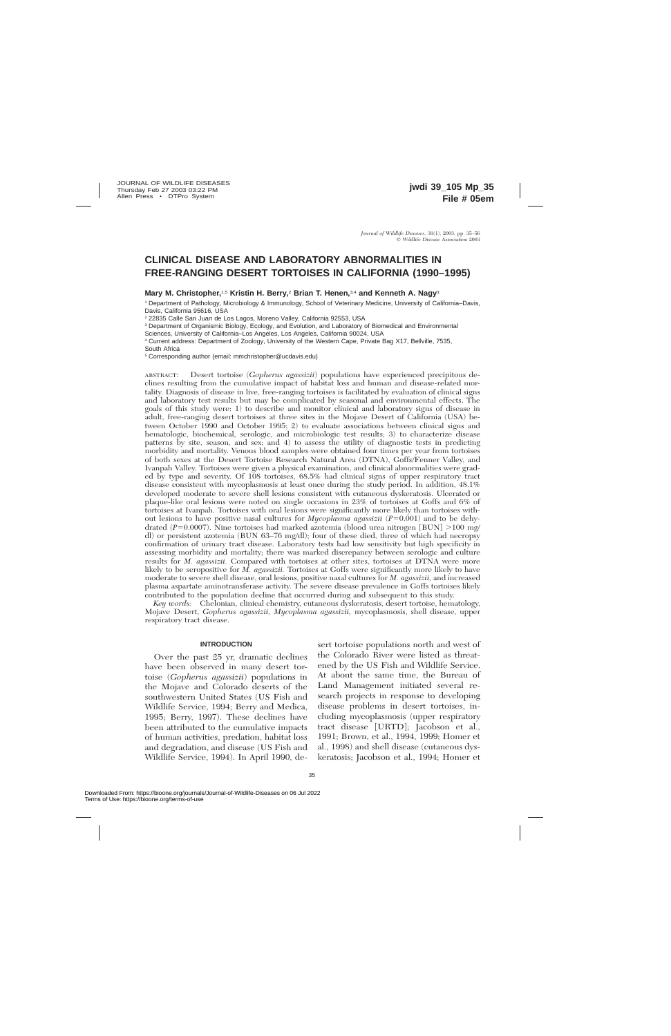# CLINICAL DISEASE AND LABORATORY ABNORMALITIES IN FREE-RANGING DESERT TORTOISES IN CALIFORNIA (1990–1995)

**Mary M. Christopher,**[1,5] **Kristin H. Berry,**[2] **Brian T. Henen,**[3,4] **and Kenneth A. Nagy**[3]

[1] Department of Pathology, Microbiology & Immunology, School of Veterinary Medicine, University of California–Davis, Davis, California 95616, USA

[2] 22835 Calle San Juan de Los Lagos, Moreno Valley, California 92553, USA

[3] Department of Organismic Biology, Ecology, and Evolution, and Laboratory of Biomedical and Environmental Sciences, University of California–Los Angeles, Los Angeles, California 90024, USA

[4] Current address: Department of Zoology, University of the Western Cape, Private Bag X17, Bellville, 7535, South Africa

[5] Corresponding author (email: mmchristopher@ucdavis.edu)

ABSTRACT: Desert tortoise (*Gopherus agassizii*) populations have experienced precipitous declines resulting from the cumulative impact of habitat loss and human and disease-related mortality. Diagnosis of disease in live, free-ranging tortoises is facilitated by evaluation of clinical signs and laboratory test results but may be complicated by seasonal and environmental effects. The goals of this study were: 1) to describe and monitor clinical and laboratory signs of disease in adult, free-ranging desert tortoises at three sites in the Mojave Desert of California (USA) between October 1990 and October 1995; 2) to evaluate associations between clinical signs and hematologic, biochemical, serologic, and microbiologic test results; 3) to characterize disease patterns by site, season, and sex; and 4) to assess the utility of diagnostic tests in predicting morbidity and mortality. Venous blood samples were obtained four times per year from tortoises of both sexes at the Desert Tortoise Research Natural Area (DTNA), Goffs/Fenner Valley, and Ivanpah Valley. Tortoises were given a physical examination, and clinical abnormalities were graded by type and severity. Of 108 tortoises, 68.5% had clinical signs of upper respiratory tract disease consistent with mycoplasmosis at least once during the study period. In addition, 48.1% developed moderate to severe shell lesions consistent with cutaneous dyskeratosis. Ulcerated or plaque-like oral lesions were noted on single occasions in 23% of tortoises at Goffs and 6% of tortoises at Ivanpah. Tortoises with oral lesions were significantly more likely than tortoises without lesions to have positive nasal cultures for *Mycoplasma agassizii* ($P=0.001$) and to be dehydrated ($P=0.0007$). Nine tortoises had marked azotemia (blood urea nitrogen [BUN] >100 mg/dl) or persistent azotemia (BUN 63–76 mg/dl); four of these died, three of which had necropsy confirmation of urinary tract disease. Laboratory tests had low sensitivity but high specificity in assessing morbidity and mortality; there was marked discrepancy between serologic and culture results for *M. agassizii*. Compared with tortoises at other sites, tortoises at DTNA were more likely to be seropositive for *M. agassizii*. Tortoises at Goffs were significantly more likely to have moderate to severe shell disease, oral lesions, positive nasal cultures for *M. agassizii*, and increased plasma aspartate aminotransferase activity. The severe disease prevalence in Goffs tortoises likely contributed to the population decline that occurred during and subsequent to this study.

*Key words:* Chelonian, clinical chemistry, cutaneous dyskeratosis, desert tortoise, hematology, Mojave Desert, *Gopherus agassizii, Mycoplasma agassizii*, mycoplasmosis, shell disease, upper respiratory tract disease.

## INTRODUCTION

Over the past 25 yr, dramatic declines have been observed in many desert tortoise (*Gopherus agassizii*) populations in the Mojave and Colorado deserts of the southwestern United States (US Fish and Wildlife Service, 1994; Berry and Medica, 1995; Berry, 1997). These declines have been attributed to the cumulative impacts of human activities, predation, habitat loss and degradation, and disease (US Fish and Wildlife Service, 1994). In April 1990, desert tortoise populations north and west of the Colorado River were listed as threatened by the US Fish and Wildlife Service. At about the same time, the Bureau of Land Management initiated several research projects in response to developing disease problems in desert tortoises, including mycoplasmosis (upper respiratory tract disease [URTD]; Jacobson et al., 1991; Brown, et al., 1994, 1999; Homer et al., 1998) and shell disease (cutaneous dyskeratosis; Jacobson et al., 1994; Homer et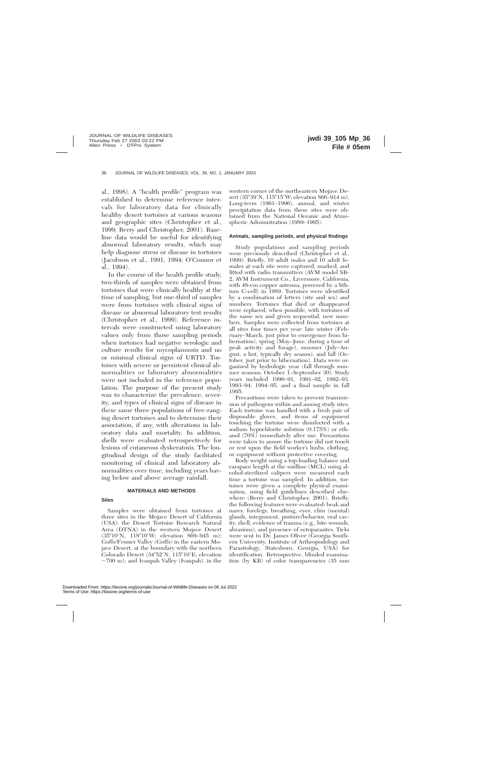al., 1998). A "health profile" program was established to determine reference intervals for laboratory data for clinically healthy desert tortoises at various seasons and geographic sites (Christopher et al., 1999; Berry and Christopher, 2001). Baseline data would be useful for identifying abnormal laboratory results, which may help diagnose stress or disease in tortoises (Jacobson et al., 1991, 1994; O'Connor et al., 1994).

In the course of the health profile study, two-thirds of samples were obtained from tortoises that were clinically healthy at the time of sampling, but one-third of samples were from tortoises with clinical signs of disease or abnormal laboratory test results (Christopher et al., 1999). Reference intervals were constructed using laboratory values only from those sampling periods when tortoises had negative serologic and culture results for mycoplasmosis and no or minimal clinical signs of URTD. Tortoises with severe or persistent clinical abnormalities or laboratory abnormalities were not included in the reference population. The purpose of the present study was to characterize the prevalence, severity, and types of clinical signs of disease in these same three populations of free-ranging desert tortoises and to determine their association, if any, with alterations in laboratory data and mortality. In addition, shells were evaluated retrospectively for lesions of cutaneous dyskeratosis. The longitudinal design of the study facilitated monitoring of clinical and laboratory abnormalities over time, including years having below and above average rainfall.

## MATERIALS AND METHODS

### Sites

Samples were obtained from tortoises at three sites in the Mojave Desert of California (USA): the Desert Tortoise Research Natural Area (DTNA) in the western Mojave Desert (35°10′N, 118°10′W; elevation 869–945 m); Goffs/Fenner Valley (Goffs) in the eastern Mojave Desert, at the boundary with the northern Colorado Desert (34°52′N, 115°10′E; elevation ~700 m); and Ivanpah Valley (Ivanpah), in the western corner of the northeastern Mojave Desert (35°39′N, 115°15′W; elevation 866–914 m). Long-term (1961–1996), annual, and winter precipitation data from these sites were obtained from the National Oceanic and Atmospheric Administration (1989–1995).

### Animals, sampling periods, and physical findings

Study populations and sampling periods were previously described (Christopher et al., 1999). Briefly, 10 adult males and 10 adult females at each site were captured, marked, and fitted with radio transmitters (AVM model SB-2, AVM Instrument Co., Livermore, California, with 48-cm copper antenna, powered by a lithium C-cell) in 1989. Tortoises were identified by a combination of letters (site and sex) and numbers. Tortoises that died or disappeared were replaced, when possible, with tortoises of the same sex and given sequential, new numbers. Samples were collected from tortoises at all sites four times per year: late winter (February–March, just prior to emergence from hibernation), spring (May–June, during a time of peak activity and forage), summer (July–August, a hot, typically dry season), and fall (October, just prior to hibernation). Data were organized by hydrologic year (fall through summer seasons; October 1–September 30). Study years included 1990–91, 1991–92, 1992–93, 1993–94, 1994–95, and a final sample in fall 1995.

Precautions were taken to prevent transmission of pathogens within and among study sites. Each tortoise was handled with a fresh pair of disposable gloves, and items of equipment touching the tortoise were disinfected with a sodium hypochlorite solution (0.175%) or ethanol (70%) immediately after use. Precautions were taken to assure the tortoise did not touch or rest upon the field worker's limbs, clothing, or equipment without protective covering.

Body weight using a top-loading balance and carapace length at the midline (MCL) using alcohol-sterilized calipers were measured each time a tortoise was sampled. In addition, tortoises were given a complete physical examination, using field guidelines described elsewhere (Berry and Christopher, 2001). Briefly, the following features were evaluated: beak and nares, forelegs, breathing, eyes, chin (mental) glands, integument, posture/behavior, oral cavity, shell, evidence of trauma (e.g., bite wounds, abrasions), and presence of ectoparasites. Ticks were sent to Dr. James Oliver (Georgia Southern University, Institute of Arthropodology and Parasitology, Statesboro, Georgia, USA) for identification. Retrospective, blinded examination (by KB) of color transparencies (35 mm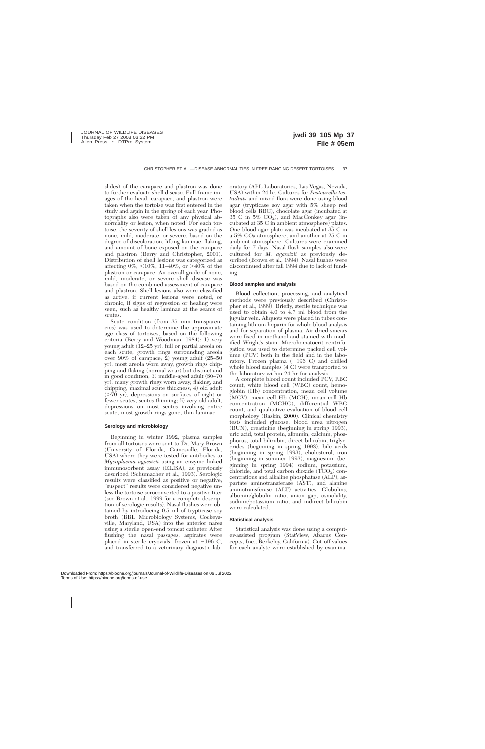slides) of the carapace and plastron was done to further evaluate shell disease. Full-frame images of the head, carapace, and plastron were taken when the tortoise was first entered in the study and again in the spring of each year. Photographs also were taken of any physical abnormality or lesion, when noted. For each tortoise, the severity of shell lesions was graded as none, mild, moderate, or severe, based on the degree of discoloration, lifting laminae, flaking, and amount of bone exposed on the carapace and plastron (Berry and Christopher, 2001). Distribution of shell lesions was categorized as affecting 0%, <10%, 11–40%, or >40% of the plastron or carapace. An overall grade of none, mild, moderate, or severe shell disease was based on the combined assessment of carapace and plastron. Shell lesions also were classified as active, if current lesions were noted, or chronic, if signs of regression or healing were seen, such as healthy laminae at the seams of scutes.

Scute condition (from 35 mm transparencies) was used to determine the approximate age class of tortoises, based on the following criteria (Berry and Woodman, 1984): 1) very young adult (12–25 yr), full or partial areola on each scute, growth rings surrounding areola over 90% of carapace; 2) young adult (25–50 yr), most areola worn away, growth rings chipping and flaking (normal wear) but distinct and in good condition; 3) middle-aged adult (50–70 yr), many growth rings worn away, flaking, and chipping, maximal scute thickness; 4) old adult (>70 yr), depressions on surfaces of eight or fewer scutes, scutes thinning; 5) very old adult, depressions on most scutes involving entire scute, most growth rings gone, thin laminae.

### Serology and microbiology

Beginning in winter 1992, plasma samples from all tortoises were sent to Dr. Mary Brown (University of Florida, Gainesville, Florida, USA) where they were tested for antibodies to *Mycoplasma agassizii* using an enzyme linked immunosorbent assay (ELISA), as previously described (Schumacher et al., 1993). Serologic results were classified as positive or negative; "suspect" results were considered negative unless the tortoise seroconverted to a positive titer (see Brown et al., 1999 for a complete description of serologic results). Nasal flushes were obtained by introducing 0.5 ml of trypticase soy broth (BBL Microbiology Systems, Cockeysville, Maryland, USA) into the anterior nares using a sterile open-end tomcat catheter. After flushing the nasal passages, aspirates were placed in sterile cryovials, frozen at −196 C, and transferred to a veterinary diagnostic laboratory (APL Laboratories, Las Vegas, Nevada, USA) within 24 hr. Cultures for *Pasteurella testudinis* and mixed flora were done using blood agar (trypticase soy agar with 5% sheep red blood cells RBC), chocolate agar (incubated at 35 C in 5% $CO_2$), and MacConkey agar (incubated at 35 C in ambient atmosphere) plates. One blood agar plate was incubated at 35 C in a 5% $CO_2$ atmosphere, and another at 25 C in ambient atmosphere. Cultures were examined daily for 7 days. Nasal flush samples also were cultured for *M. agassizii* as previously described (Brown et al., 1994). Nasal flushes were discontinued after fall 1994 due to lack of funding.

### Blood samples and analysis

Blood collection, processing, and analytical methods were previously described (Christopher et al., 1999). Briefly, sterile technique was used to obtain 4.0 to 4.7 ml blood from the jugular vein. Aliquots were placed in tubes containing lithium heparin for whole blood analysis and for separation of plasma. Air-dried smears were fixed in methanol and stained with modified Wright's stain. Microhematocrit centrifugation was used to determine packed cell volume (PCV) both in the field and in the laboratory. Frozen plasma (−196 C) and chilled whole blood samples (4 C) were transported to the laboratory within 24 hr for analysis.

A complete blood count included PCV, RBC count, white blood cell (WBC) count, hemoglobin (Hb) concentration, mean cell volume (MCV), mean cell Hb (MCH), mean cell Hb concentration (MCHC), differential WBC count, and qualitative evaluation of blood cell morphology (Raskin, 2000). Clinical chemistry tests included glucose, blood urea nitrogen (BUN), creatinine (beginning in spring 1993), uric acid, total protein, albumin, calcium, phosphorus, total bilirubin, direct bilirubin, triglycerides (beginning in spring 1993), bile acids (beginning in spring 1993), cholesterol, iron (beginning in summer 1993), magnesium (beginning in spring 1994) sodium, potassium, chloride, and total carbon dioxide ($TCO_2$) concentrations and alkaline phosphatase (ALP), aspartate aminotransferase (AST), and alanine aminotransferase (ALT) activities. Globulins, albumin/globulin ratio, anion gap, osmolality, sodium/potassium ratio, and indirect bilirubin were calculated.

### Statistical analysis

Statistical analysis was done using a computer-assisted program (StatView, Abacus Concepts, Inc., Berkeley, California). Cut-off values for each analyte were established by examina-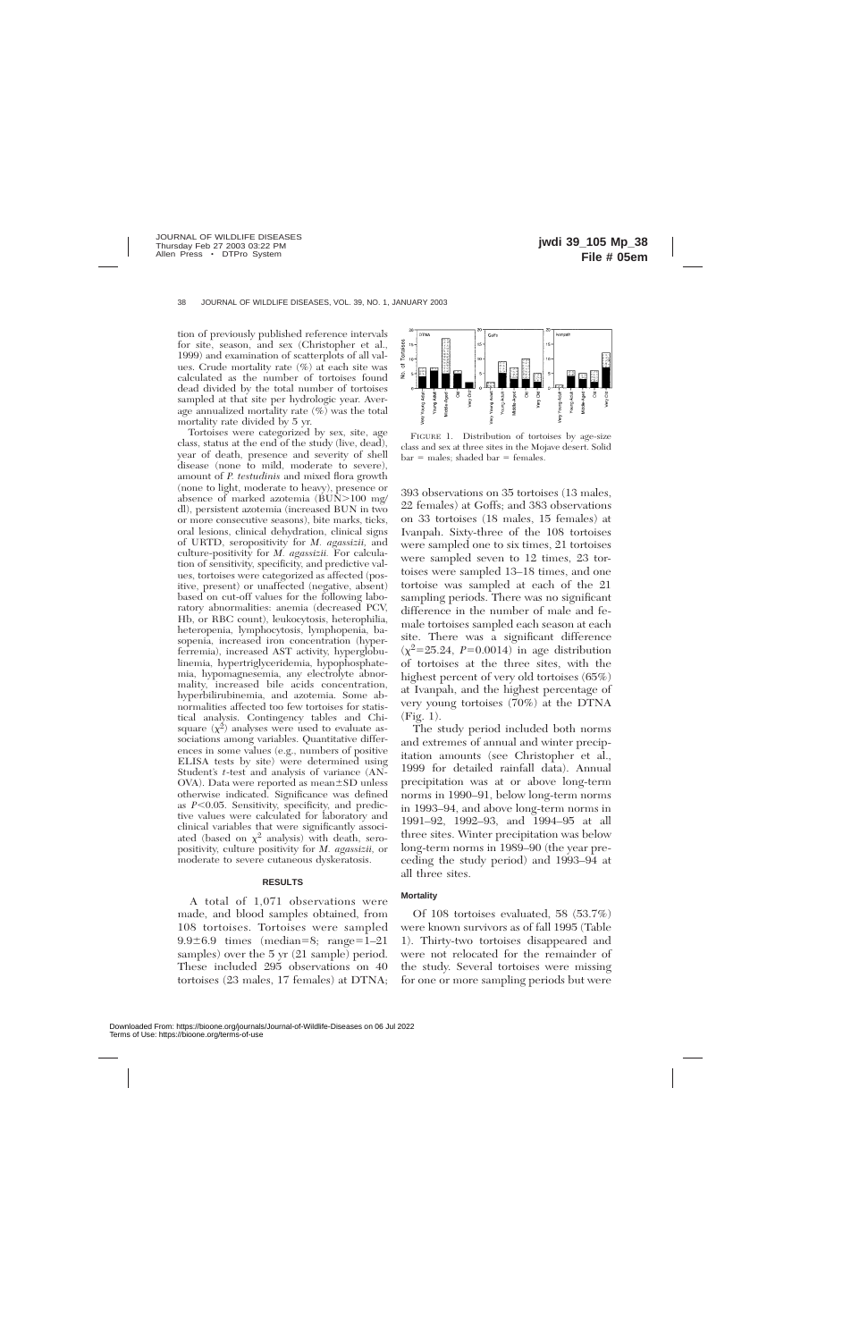tion of previously published reference intervals for site, season, and sex (Christopher et al., 1999) and examination of scatterplots of all values. Crude mortality rate (%) at each site was calculated as the number of tortoises found dead divided by the total number of tortoises sampled at that site per hydrologic year. Average annualized mortality rate (%) was the total mortality rate divided by 5 yr.

Tortoises were categorized by sex, site, age class, status at the end of the study (live, dead), year of death, presence and severity of shell disease (none to mild, moderate to severe), amount of *P. testudinis* and mixed flora growth (none to light, moderate to heavy), presence or absence of marked azotemia (BUN>100 mg/dl), persistent azotemia (increased BUN in two or more consecutive seasons), bite marks, ticks, oral lesions, clinical dehydration, clinical signs of URTD, seropositivity for *M. agassizii,* and culture-positivity for *M. agassizii.* For calculation of sensitivity, specificity, and predictive values, tortoises were categorized as affected (positive, present) or unaffected (negative, absent) based on cut-off values for the following laboratory abnormalities: anemia (decreased PCV, Hb, or RBC count), leukocytosis, heterophilia, heteropenia, lymphocytosis, lymphopenia, basopenia, increased iron concentration (hyperferremia), increased AST activity, hyperglobulinemia, hypertriglyceridemia, hypophosphatemia, hypomagnesemia, any electrolyte abnormality, increased bile acids concentration, hyperbilirubinemia, and azotemia. Some abnormalities affected too few tortoises for statistical analysis. Contingency tables and Chi-square ($\chi^2$) analyses were used to evaluate associations among variables. Quantitative differences in some values (e.g., numbers of positive ELISA tests by site) were determined using Student's *t*-test and analysis of variance (ANOVA). Data were reported as mean±SD unless otherwise indicated. Significance was defined as $P<0.05$. Sensitivity, specificity, and predictive values were calculated for laboratory and clinical variables that were significantly associated (based on $\chi^2$ analysis) with death, seropositivity, culture positivity for *M. agassizii*, or moderate to severe cutaneous dyskeratosis.

## RESULTS

A total of 1,071 observations were made, and blood samples obtained, from 108 tortoises. Tortoises were sampled 9.9±6.9 times (median=8; range=1–21 samples) over the 5 yr (21 sample) period. These included 295 observations on 40 tortoises (23 males, 17 females) at DTNA;

FIGURE 1. Distribution of tortoises by age-size class and sex at three sites in the Mojave desert. Solid bar = males; shaded bar = females.

393 observations on 35 tortoises (13 males, 22 females) at Goffs; and 383 observations on 33 tortoises (18 males, 15 females) at Ivanpah. Sixty-three of the 108 tortoises were sampled one to six times, 21 tortoises were sampled seven to 12 times, 23 tortoises were sampled 13–18 times, and one tortoise was sampled at each of the 21 sampling periods. There was no significant difference in the number of male and female tortoises sampled each season at each site. There was a significant difference ($\chi^2=25.24$, $P=0.0014$) in age distribution of tortoises at the three sites, with the highest percent of very old tortoises (65%) at Ivanpah, and the highest percentage of very young tortoises (70%) at the DTNA (Fig. 1).

The study period included both norms and extremes of annual and winter precipitation amounts (see Christopher et al., 1999 for detailed rainfall data). Annual precipitation was at or above long-term norms in 1990–91, below long-term norms in 1993–94, and above long-term norms in 1991–92, 1992–93, and 1994–95 at all three sites. Winter precipitation was below long-term norms in 1989–90 (the year preceding the study period) and 1993–94 at all three sites.

### Mortality

Of 108 tortoises evaluated, 58 (53.7%) were known survivors as of fall 1995 (Table 1). Thirty-two tortoises disappeared and were not relocated for the remainder of the study. Several tortoises were missing for one or more sampling periods but were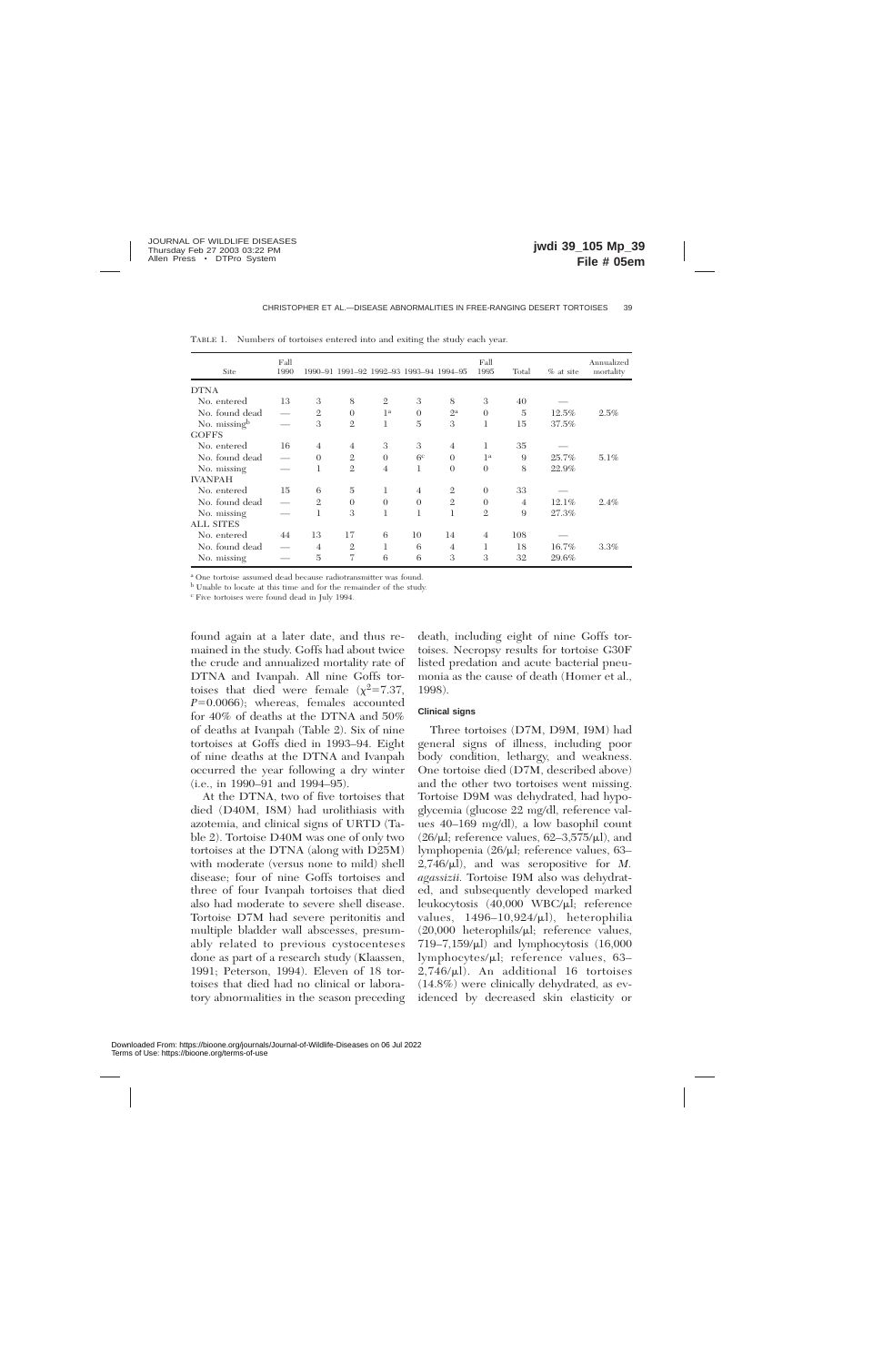TABLE 1. Numbers of tortoises entered into and exiting the study each year.

| Site | Fall 1990 | 1990–91 | 1991–92 | 1992–93 | 1993–94 | 1994–95 | Fall 1995 | Total | % at site | Annualized mortality |
|---|---|---|---|---|---|---|---|---|---|---|
| DTNA | | | | | | | | | | |
| No. entered | 13 | 3 | 8 | 2 | 3 | 8 | 3 | 40 | — | |
| No. found dead | — | 2 | 0 | 1[a] | 0 | 2[a] | 0 | 5 | 12.5% | 2.5% |
| No. missing[b] | — | 3 | 2 | 1 | 5 | 3 | 1 | 15 | 37.5% | |
| GOFFS | | | | | | | | | | |
| No. entered | 16 | 4 | 4 | 3 | 3 | 4 | 1 | 35 | — | |
| No. found dead | — | 0 | 2 | 0 | 6[c] | 0 | 1[a] | 9 | 25.7% | 5.1% |
| No. missing | — | 1 | 2 | 4 | 1 | 0 | 0 | 8 | 22.9% | |
| IVANPAH | | | | | | | | | | |
| No. entered | 15 | 6 | 5 | 1 | 4 | 2 | 0 | 33 | — | |
| No. found dead | — | 2 | 0 | 0 | 0 | 2 | 0 | 4 | 12.1% | 2.4% |
| No. missing | — | 1 | 3 | 1 | 1 | 1 | 2 | 9 | 27.3% | |
| ALL SITES | | | | | | | | | | |
| No. entered | 44 | 13 | 17 | 6 | 10 | 14 | 4 | 108 | — | |
| No. found dead | — | 4 | 2 | 1 | 6 | 4 | 1 | 18 | 16.7% | 3.3% |
| No. missing | — | 5 | 7 | 6 | 6 | 3 | 3 | 32 | 29.6% | |

[a] One tortoise assumed dead because radiotransmitter was found.
[b] Unable to locate at this time and for the remainder of the study.
[c] Five tortoises were found dead in July 1994.

found again at a later date, and thus remained in the study. Goffs had about twice the crude and annualized mortality rate of DTNA and Ivanpah. All nine Goffs tortoises that died were female ($\chi^2$=7.37, $P$=0.0066); whereas, females accounted for 40% of deaths at the DTNA and 50% of deaths at Ivanpah (Table 2). Six of nine tortoises at Goffs died in 1993–94. Eight of nine deaths at the DTNA and Ivanpah occurred the year following a dry winter (i.e., in 1990–91 and 1994–95).

At the DTNA, two of five tortoises that died (D40M, I8M) had urolithiasis with azotemia, and clinical signs of URTD (Table 2). Tortoise D40M was one of only two tortoises at the DTNA (along with D25M) with moderate (versus none to mild) shell disease; four of nine Goffs tortoises and three of four Ivanpah tortoises that died also had moderate to severe shell disease. Tortoise D7M had severe peritonitis and multiple bladder wall abscesses, presumably related to previous cystocenteses done as part of a research study (Klaassen, 1991; Peterson, 1994). Eleven of 18 tortoises that died had no clinical or laboratory abnormalities in the season preceding death, including eight of nine Goffs tortoises. Necropsy results for tortoise G30F listed predation and acute bacterial pneumonia as the cause of death (Homer et al., 1998).

### Clinical signs

Three tortoises (D7M, D9M, I9M) had general signs of illness, including poor body condition, lethargy, and weakness. One tortoise died (D7M, described above) and the other two tortoises went missing. Tortoise D9M was dehydrated, had hypoglycemia (glucose 22 mg/dl, reference values 40–169 mg/dl), a low basophil count (26/µl; reference values, 62–3,575/µl), and lymphopenia (26/µl; reference values, 63–2,746/µl), and was seropositive for *M. agassizii*. Tortoise I9M also was dehydrated, and subsequently developed marked leukocytosis (40,000 WBC/µl; reference values, 1496–10,924/µl), heterophilia (20,000 heterophils/µl; reference values, 719–7,159/µl) and lymphocytosis (16,000 lymphocytes/µl; reference values, 63–2,746/µl). An additional 16 tortoises (14.8%) were clinically dehydrated, as evidenced by decreased skin elasticity or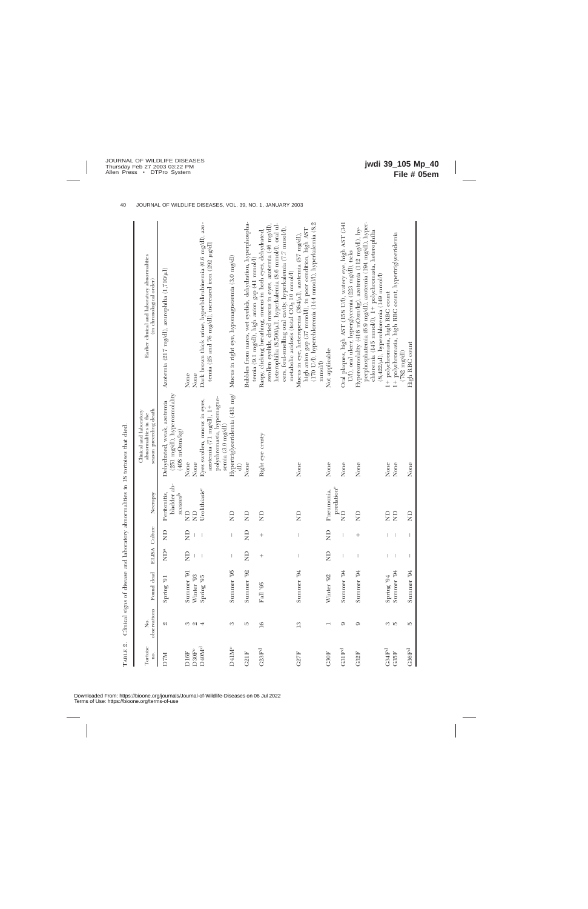TABLE 2. Clinical signs of disease and laboratory abnormalities in 18 tortoises that died.

| Tortoise no. | No. observations | Found dead | ELISA | Culture | Necropsy | Clinical and laboratory abnormalities in the season preceding death | Earlier clinical and laboratory abnormalities (in chronological order) |
|---|---|---|---|---|---|---|---|
| D7M | 2 | Spring '91 | ND[a] | ND | Peritonitis, bladder abscesses[b] | Dehydrated, weak, azotemia (251 mg/dl), hyperosmolality (408 mOsm/kg) | Azotemia (217 mg/dl), azurophilia (1,710/μl) |
| D16F | 3 | Summer '91 | ND | ND | ND | None | None |
| D30F[c] | 2 | Winter '93 | – | – | ND | None | None |
| D40M[d] | 4 | Spring '95 | – | – | Urolithiasis[e] | Eyes swollen, mucus in eyes, azotemia (71 mg/dl), 1+ polychromasia, hypomagnesemia (3.0 mg/dl) | Dark brown thick urine, hyperbilirubinemia (0.6 mg/dl), azotemia (35 and 76 mg/dl), increased iron (292 μg/dl) |
| D41M[c] | 3 | Summer '95 | – | – | ND | Hypertriglyceridemia (431 mg/dl) | Mucus in right eye, hypomagnesemia (3.0 mg/dl) |
| G21F | 5 | Summer '92 | ND | ND | ND | None | Bubbles from nares, wet eyelids, dehydration, hyperphosphatemia (9.1 mg/dl), high anion gap (41 mmol/l) |
| G23F[d] | 16 | Fall '95 | + | + | ND | Right eye crusty | Raspy, clicking breathing, mucus in both eyes, dehydrated, swollen eyelids, dried mucus in eyes, azotemia (46 mg/dl), heterophilia (8,500/μl), hyperkalemia (8.6 mmol/l), oral ulcers, foul-smelling oral cavity, hyperkalemia (7.7 mmol/l), metabolic acidosis (total $CO_2$ 10 mmol/l) |
| G27F | 13 | Summer '94 | – | – | ND | None | Mucus in eye, heteropenia (364/μl), azotemia (57 mg/dl), high anion gap (37 mmol/l), in poor condition, high AST (170 U/l), hyperchloremia (144 mmol/l), hyperkalemia (8.2 mmol/l) |
| G30F | 1 | Winter '92 | ND | ND | Pneumonia, predation[e] | None | Not applicable |
| G31F[d] | 9 | Summer '94 | – | – | ND | None | Oral plaques, high AST (158 U/l), watery eye, high AST (341 U/l), oral ulcer, hyperglycemia (223 mg/dl), ticks |
| G32F | 9 | Summer '94 | – | + | ND | None | Hyperosmolality (416 mOsm/kg), azotemia (112 mg/dl), hyperphosphatemia (8.9 mg/dl), azotemia (194 mg/dl), hyperchloremia (145 mmol/l), 1+ polychromasia, heterophilia (8,422/μl), hyperchloremia (149 mmol/l) |
| G34F[d] | 3 | Spring '94 | – | – | ND | None | 1+ polychromasia, high RBC count |
| G35F | 5 | Summer '94 | – | – | ND | None | 1+ polychromasia, high RBC count, hypertriglyceridemia (782 mg/dl) |
| G36F[d] | 5 | Summer '94 | – | – | ND | None | High RBC count |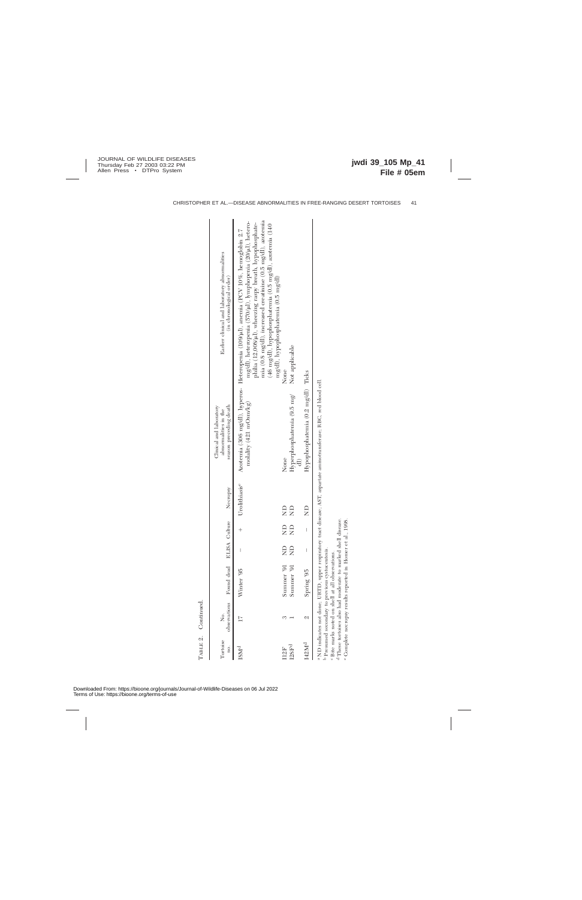TABLE 2. Continued.

| Tortoise no. | No. observations | Found dead | ELISA | Culture | Necropsy | Clinical and laboratory abnormalities in the season preceding death | Earlier clinical and laboratory abnormalities (in chronological order) |
|---|---|---|---|---|---|---|---|
| I38M[d] | 17 | Winter '95 | – | + | Urolithiasis[e] | Azotemia (306 mg/dl), hyperosmolality (421 mOsm/kg) | Heteropenia (109/µl), anemia (PCV 10%, hemoglobin 2.7 mg/dl), heteropenia (570/µl), lymphopenia (20/µl), heterophilia (12,008/µl), wheezing raspy breath, hypophosphatemia (0.8 mg/dl), increased creatinine (0.5 mg/dl), azotemia (46 mg/dl), hyperphosphatemia (0.5 mg/dl), azotemia (140 mg/dl), hypophosphatemia (0.5 mg/dl) |
| I12F | 3 | Summer '91 | ND | ND | ND | None | None |
| I28F[d] | 1 | Summer '91 | ND | ND | ND | Hyperphosphatemia (9.5 mg/dl) | Not applicable |
| I42M[d] | 2 | Spring '95 | – | – | ND | Hypophosphatemia (0.2 mg/dl) | Ticks |

[a] ND indicates not done; URTD, upper respiratory tract disease; AST, aspartate aminotransferase; RBC, red blood cell.
[b] Presumed secondary to previous cystocentesis.
[c] Bite marks noted on shell at all observations.
[d] These tortoises also had moderate to marked shell disease.
[e] Complete necropsy results reported in Homer et al., 1998.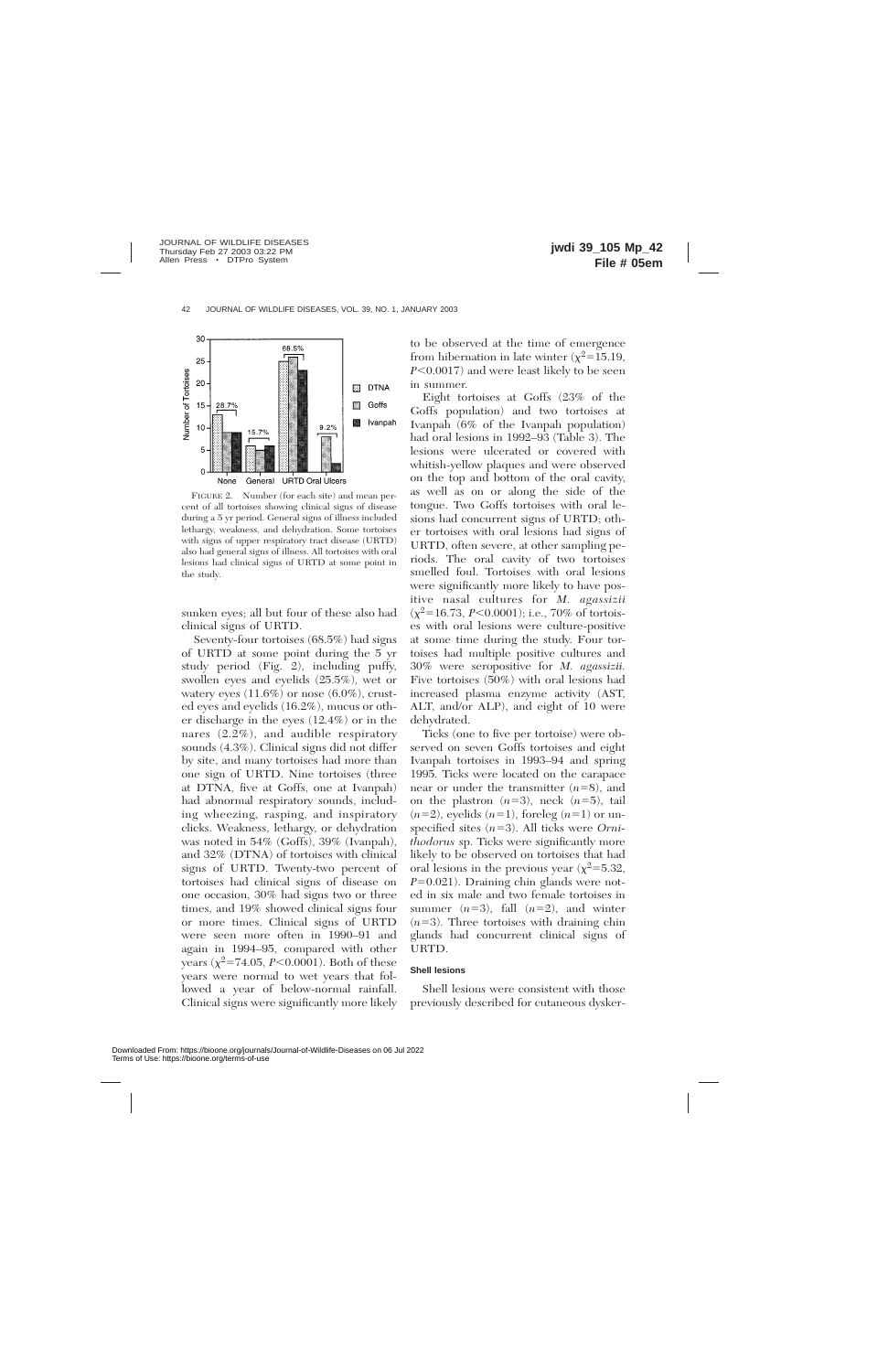FIGURE 2. Number (for each site) and mean percent of all tortoises showing clinical signs of disease during a 5 yr period. General signs of illness included lethargy, weakness, and dehydration. Some tortoises with signs of upper respiratory tract disease (URTD) also had general signs of illness. All tortoises with oral lesions had clinical signs of URTD at some point in the study.

sunken eyes; all but four of these also had clinical signs of URTD.

Seventy-four tortoises (68.5%) had signs of URTD at some point during the 5 yr study period (Fig. 2), including puffy, swollen eyes and eyelids (25.5%), wet or watery eyes (11.6%) or nose (6.0%), crusted eyes and eyelids (16.2%), mucus or other discharge in the eyes (12.4%) or in the nares (2.2%), and audible respiratory sounds (4.3%). Clinical signs did not differ by site, and many tortoises had more than one sign of URTD. Nine tortoises (three at DTNA, five at Goffs, one at Ivanpah) had abnormal respiratory sounds, including wheezing, rasping, and inspiratory clicks. Weakness, lethargy, or dehydration was noted in 54% (Goffs), 39% (Ivanpah), and 32% (DTNA) of tortoises with clinical signs of URTD. Twenty-two percent of tortoises had clinical signs of disease on one occasion, 30% had signs two or three times, and 19% showed clinical signs four or more times. Clinical signs of URTD were seen more often in 1990–91 and again in 1994–95, compared with other years ($\chi^2$=74.05, $P$<0.0001). Both of these years were normal to wet years that followed a year of below-normal rainfall. Clinical signs were significantly more likely to be observed at the time of emergence from hibernation in late winter ($\chi^2$=15.19, $P$<0.0017) and were least likely to be seen in summer.

Eight tortoises at Goffs (23% of the Goffs population) and two tortoises at Ivanpah (6% of the Ivanpah population) had oral lesions in 1992–93 (Table 3). The lesions were ulcerated or covered with whitish-yellow plaques and were observed on the top and bottom of the oral cavity, as well as on or along the side of the tongue. Two Goffs tortoises with oral lesions had concurrent signs of URTD; other tortoises with oral lesions had signs of URTD, often severe, at other sampling periods. The oral cavity of two tortoises smelled foul. Tortoises with oral lesions were significantly more likely to have positive nasal cultures for *M. agassizii* ($\chi^2$=16.73, $P$<0.0001); i.e., 70% of tortoises with oral lesions were culture-positive at some time during the study. Four tortoises had multiple positive cultures and 30% were seropositive for *M. agassizii*. Five tortoises (50%) with oral lesions had increased plasma enzyme activity (AST, ALT, and/or ALP), and eight of 10 were dehydrated.

Ticks (one to five per tortoise) were observed on seven Goffs tortoises and eight Ivanpah tortoises in 1993–94 and spring 1995. Ticks were located on the carapace near or under the transmitter ($n$=8), and on the plastron ($n$=3), neck ($n$=5), tail ($n$=2), eyelids ($n$=1), foreleg ($n$=1) or unspecified sites ($n$=3). All ticks were *Ornithodorus* sp. Ticks were significantly more likely to be observed on tortoises that had oral lesions in the previous year ($\chi^2$=5.32, $P$=0.021). Draining chin glands were noted in six male and two female tortoises in summer ($n$=3), fall ($n$=2), and winter ($n$=3). Three tortoises with draining chin glands had concurrent clinical signs of URTD.

### Shell lesions

Shell lesions were consistent with those previously described for cutaneous dysker-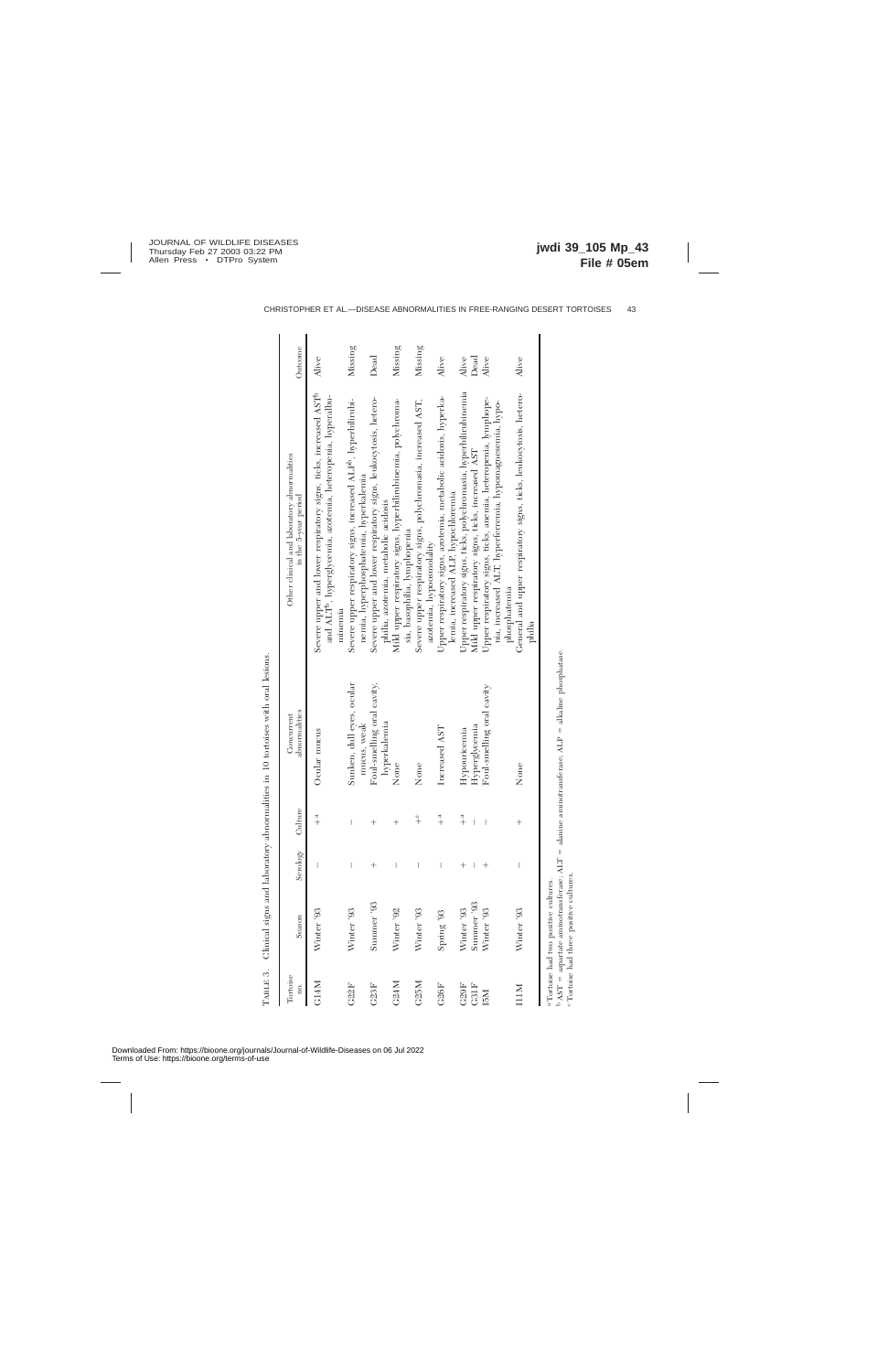TABLE 3. Clinical signs and laboratory abnormalities in 10 tortoises with oral lesions.

| Tortoise no. | Season | Serology | Culture | Concurrent abnormalities | Other clinical and laboratory abnormalities in the 5-year period | Outcome |
|---|---|---|---|---|---|---|
| G14M | Winter '93 | – | +[a] | Ocular mucus | Severe upper and lower respiratory signs, ticks, increased AST[b] and ALT[b], hyperglycemia, azotemia, heteropenia, hyperalbuminemia | Alive |
| G22F | Winter '93 | – | – | Sunken, dull eyes, ocular mucus, weak | Severe upper respiratory signs, increased ALP[b], hyperbilirubinemia, hyperphosphatemia, hyperkalemia | Missing |
| G23F | Summer '93 | + | + | Foul-smelling oral cavity, hyperkalemia | Severe upper and lower respiratory signs, leukocytosis, heterophilia, azotemia, metabolic acidosis | Dead |
| G24M | Winter '92 | – | + | None | Mild upper respiratory signs, hyperbilirubinemia, polychromasia, basophilia, lymphopenia | Missing |
| G25M | Winter '93 | – | +[c] | None | Severe upper respiratory signs, polychromasia, increased AST, azotemia, hypoosmolality | Missing |
| G26F | Spring '93 | – | +[a] | Increased AST | Upper respiratory signs, azotemia, metabolic acidosis, hyperkalemia, increased ALP, hypochloremia | Alive |
| G29F | Winter '93 | + | +[a] | Hypouricemia | Upper respiratory signs, ticks, polychromasia, hyperbilirubinemia | Alive |
| G31F | Summer '93 | – | – | Hyperglycemia | Mild upper respiratory signs, ticks, increased AST | Dead |
| I5M | Winter '93 | + | – | Foul-smelling oral cavity | Upper respiratory signs, ticks, anemia, heteropenia, lymphopenia, increased ALT, hyperferremia, hypomagnesemia, hypophosphatemia | Alive |
| I11M | Winter '93 | – | + | None | General and upper respiratory signs, ticks, leukocytosis, heterophilia | Alive |

[a] Tortoise had two positive cultures.
[b] AST = aspartate aminotransferase; ALT = alanine aminotransferase; ALP = alkaline phosphatase.
[c] Tortoise had three positive cultures.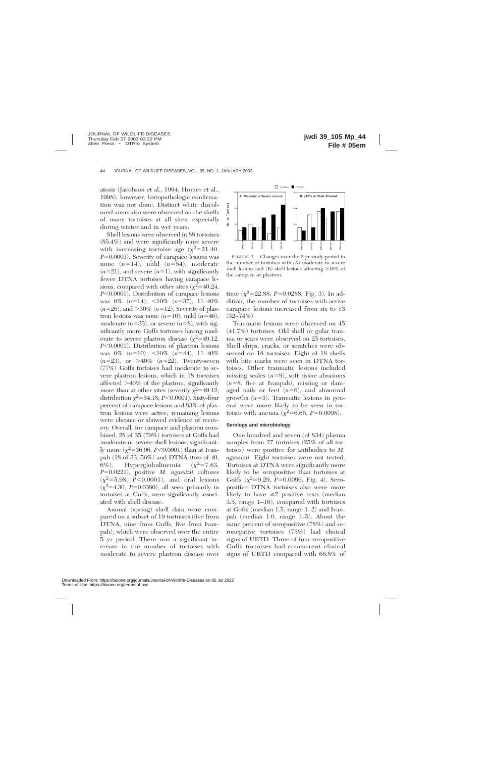atosis (Jacobson et al., 1994; Homer et al., 1998); however, histopathologic confirmation was not done. Distinct white discolored areas also were observed on the shells of many tortoises at all sites, especially during winter and in wet years.

Shell lesions were observed in 88 tortoises (85.4%) and were significantly more severe with increasing tortoise age ($\chi^2$=21.40, $P$=0.0003). Severity of carapace lesions was none ($n$=14), mild ($n$=54), moderate ($n$=21), and severe ($n$=1), with significantly fewer DTNA tortoises having carapace lesions, compared with other sites ($\chi^2$=40.24, $P$<0.0001). Distribution of carapace lesions was 0% ($n$=14), <10% ($n$=37), 11–40% ($n$=26), and >30% ($n$=12). Severity of plastron lesions was none ($n$=10), mild ($n$=46), moderate ($n$=35), or severe ($n$=8), with significantly more Goffs tortoises having moderate to severe plastron disease ($\chi^2$=49.12, $P$<0.0001). Distribution of plastron lesions was 0% ($n$=10), <10% ($n$=44), 11–40% ($n$=23), or >40% ($n$=22). Twenty-seven (77%) Goffs tortoises had moderate to severe plastron lesions, which in 18 tortoises affected >40% of the plastron, significantly more than at other sites (severity $\chi^2$=49.12; distribution $\chi^2$=54.18; $P$<0.0001). Sixty-four percent of carapace lesions and 83% of plastron lesions were active; remaining lesions were chronic or showed evidence of recovery. Overall, for carapace and plastron combined, 28 of 35 (79%) tortoises at Goffs had moderate or severe shell lesions, significantly more ($\chi^2$=36.06, $P$<0.0001) than at Ivanpah (18 of 33, 56%) and DTNA (two of 40, 6%). Hyperglobulinemia ($\chi^2$=7.63, $P$=0.0221), positive *M. agassizii* cultures ($\chi^2$=5.98, $P$<0.0001), and oral lesions ($\chi^2$=4.30, $P$=0.0380), all seen primarily in tortoises at Goffs, were significantly associated with shell disease.

Annual (spring) shell data were compared on a subset of 19 tortoises (five from DTNA, nine from Goffs, five from Ivanpah), which were observed over the entire 5 yr period. There was a significant increase in the number of tortoises with moderate to severe plastron disease over time ($\chi^2$=22.88, $P$=0.0288, Fig. 3). In addition, the number of tortoises with active carapace lesions increased from six to 13 (32–74%).

FIGURE 3. Changes over the 5 yr study period in the number of tortoises with (A) moderate to severe shell lesions and (B) shell lesions affecting ≥10% of the carapace or plastron.

Traumatic lesions were observed on 45 (41.7%) tortoises. Old shell or gular trauma or scars were observed on 25 tortoises. Shell chips, cracks, or scratches were observed on 18 tortoises. Eight of 18 shells with bite marks were seen in DTNA tortoises. Other traumatic lesions included missing scales ($n$=9), soft tissue abrasions ($n$=8, five at Ivanpah), missing or damaged nails or feet ($n$=6), and abnormal growths ($n$=3). Traumatic lesions in general were more likely to be seen in tortoises with anemia ($\chi^2$=6.66, $P$=0.0098).

### Serology and microbiology

One hundred and seven (of 834) plasma samples from 27 tortoises (25% of all tortoises) were positive for antibodies to *M. agassizii*. Eight tortoises were not tested. Tortoises at DTNA were significantly more likely to be seropositive than tortoises at Goffs ($\chi^2$=9.29, $P$=0.0096, Fig. 4). Seropositive DTNA tortoises also were more likely to have ≥2 positive tests (median 3.5, range 1–16), compared with tortoises at Goffs (median 1.5, range 1–2) and Ivanpah (median 1.0, range 1–5). About the same percent of seropositive (78%) and seronegative tortoises (75%) had clinical signs of URTD. Three of four seropositive Goffs tortoises had concurrent clinical signs of URTD compared with 68.8% of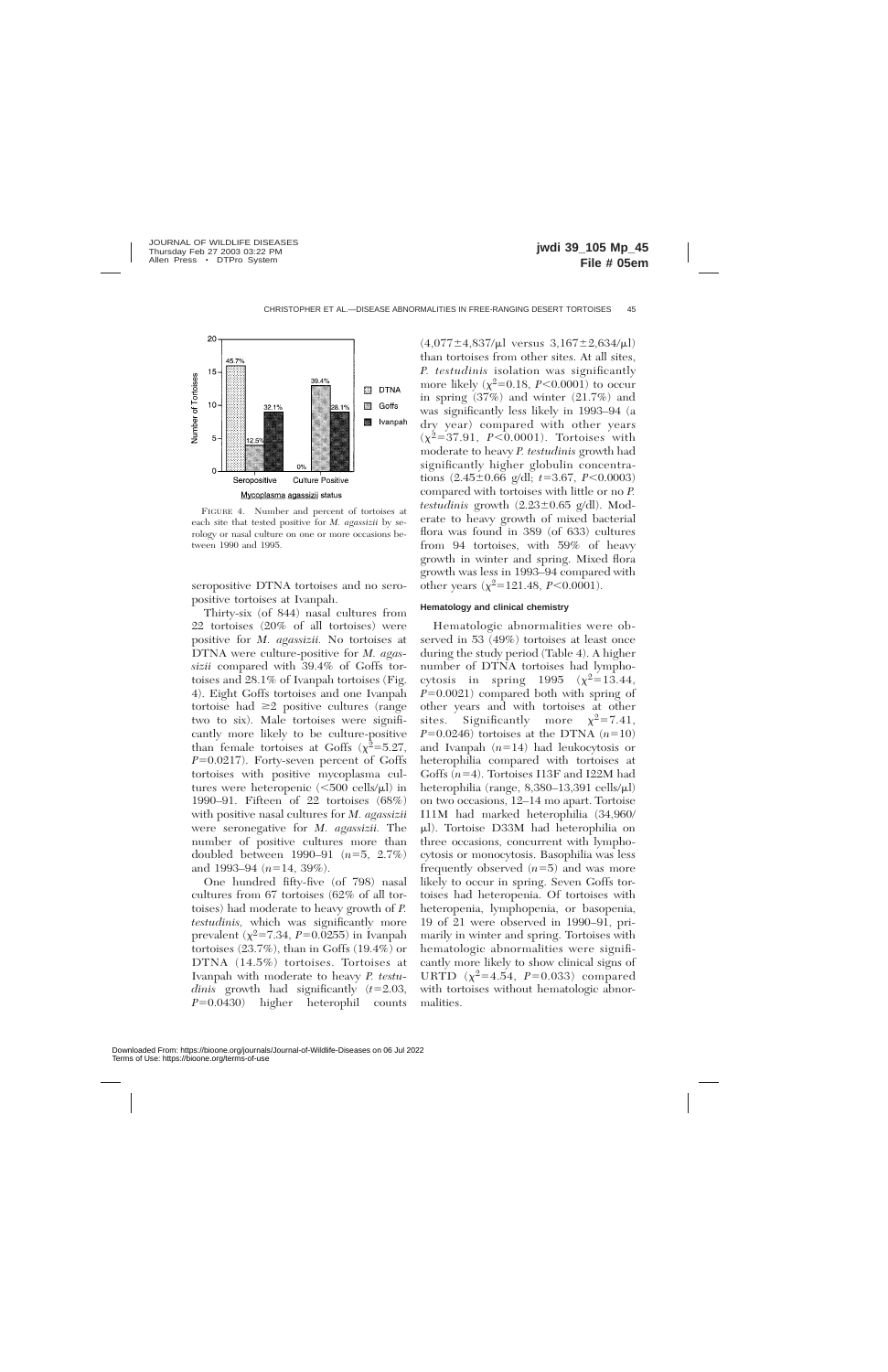FIGURE 4. Number and percent of tortoises at each site that tested positive for *M. agassizii* by serology or nasal culture on one or more occasions between 1990 and 1995.

seropositive DTNA tortoises and no seropositive tortoises at Ivanpah.

Thirty-six (of 844) nasal cultures from 22 tortoises (20% of all tortoises) were positive for *M. agassizii.* No tortoises at DTNA were culture-positive for *M. agassizii* compared with 39.4% of Goffs tortoises and 28.1% of Ivanpah tortoises (Fig. 4). Eight Goffs tortoises and one Ivanpah tortoise had ≥2 positive cultures (range two to six). Male tortoises were significantly more likely to be culture-positive than female tortoises at Goffs ($\chi^2$=5.27, $P$=0.0217). Forty-seven percent of Goffs tortoises with positive mycoplasma cultures were heteropenic (<500 cells/μl) in 1990–91. Fifteen of 22 tortoises (68%) with positive nasal cultures for *M. agassizii* were seronegative for *M. agassizii.* The number of positive cultures more than doubled between 1990–91 ($n$=5, 2.7%) and 1993–94 ($n$=14, 39%).

One hundred fifty-five (of 798) nasal cultures from 67 tortoises (62% of all tortoises) had moderate to heavy growth of *P. testudinis,* which was significantly more prevalent ($\chi^2$=7.34, $P$=0.0255) in Ivanpah tortoises (23.7%), than in Goffs (19.4%) or DTNA (14.5%) tortoises. Tortoises at Ivanpah with moderate to heavy *P. testudinis* growth had significantly ($t$=2.03, $P$=0.0430) higher heterophil counts (4,077±4,837/μl versus 3,167±2,634/μl) than tortoises from other sites. At all sites, *P. testudinis* isolation was significantly more likely ($\chi^2$=0.18, $P$<0.0001) to occur in spring (37%) and winter (21.7%) and was significantly less likely in 1993–94 (a dry year) compared with other years ($\chi^2$=37.91, $P$<0.0001). Tortoises with moderate to heavy *P. testudinis* growth had significantly higher globulin concentrations (2.45±0.66 g/dl; $t$=3.67, $P$<0.0003) compared with tortoises with little or no *P. testudinis* growth (2.23±0.65 g/dl). Moderate to heavy growth of mixed bacterial flora was found in 389 (of 633) cultures from 94 tortoises, with 59% of heavy growth in winter and spring. Mixed flora growth was less in 1993–94 compared with other years ($\chi^2$=121.48, $P$<0.0001).

### Hematology and clinical chemistry

Hematologic abnormalities were observed in 53 (49%) tortoises at least once during the study period (Table 4). A higher number of DTNA tortoises had lymphocytosis in spring 1995 ($\chi^2$=13.44, $P$=0.0021) compared both with spring of other years and with tortoises at other sites. Significantly more $\chi^2$=7.41, $P$=0.0246) tortoises at the DTNA ($n$=10) and Ivanpah ($n$=14) had leukocytosis or heterophilia compared with tortoises at Goffs ($n$=4). Tortoises I13F and I22M had heterophilia (range, 8,380–13,391 cells/μl) on two occasions, 12–14 mo apart. Tortoise I11M had marked heterophilia (34,960/μl). Tortoise D33M had heterophilia on three occasions, concurrent with lymphocytosis or monocytosis. Basophilia was less frequently observed ($n$=5) and was more likely to occur in spring. Seven Goffs tortoises had heteropenia. Of tortoises with heteropenia, lymphopenia, or basopenia, 19 of 21 were observed in 1990–91, primarily in winter and spring. Tortoises with hematologic abnormalities were significantly more likely to show clinical signs of URTD ($\chi^2$=4.54, $P$=0.033) compared with tortoises without hematologic abnormalities.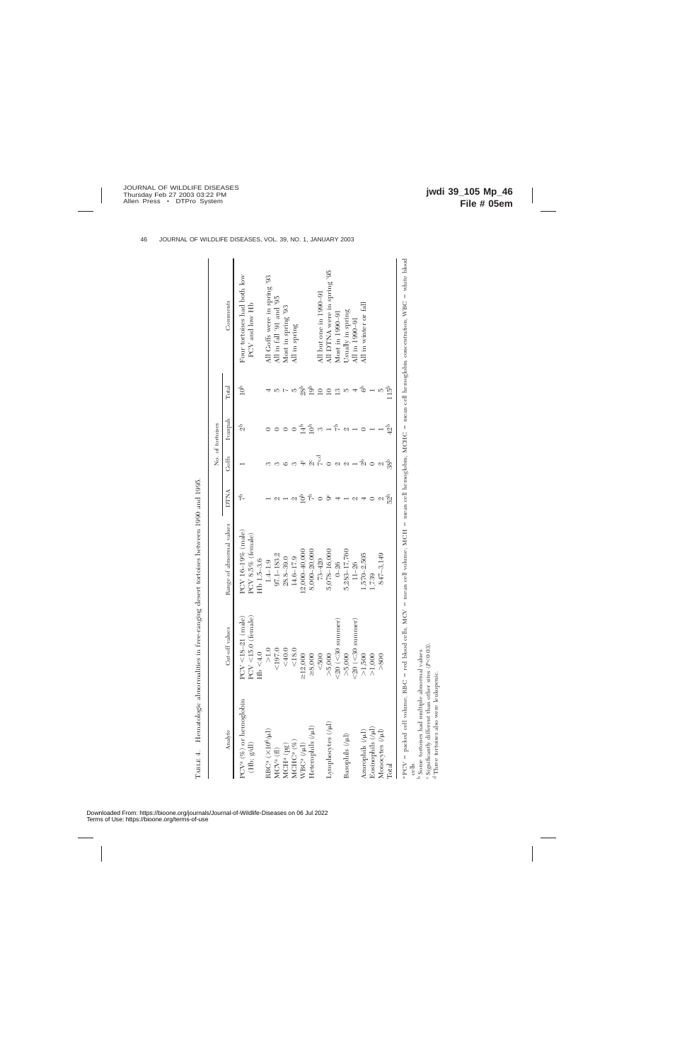TABLE 4. Hematologic abnormalities in free-ranging desert tortoises between 1990 and 1995.

| Analyte | Cut-off values | Range of abnormal values | No. of tortoises | | | | Comments |
|---|---|---|---|---|---|---|---|
| | | | DTNA | Goffs | Ivanpah | Total | |
| PCV[a] (%) or hemoglobin (Hb; g/dl) | PCV <18–21 (male) PCV <15.0 (female) Hb <4.0 | PCV 16–19% (male) PCV 8.5% (female) Hb 1.5–3.6 | 7[b] | 1 | 2[b] | 10[b] | Four tortoises had both low PCV and low Hb |
| RBC[a] ($\times 10^6/\mu l$) | >1.0 | 1.4–1.9 | 1 | 3 | 0 | 4 | All Goffs were in spring '93 |
| MCV[a] (fl) | <197.0 | 97.1–183.2 | 2 | 3 | 0 | 5 | All in fall '91 and '95 |
| MCH[a] (pg) | <40.0 | 28.8–39.0 | 1 | 6 | 0 | 7 | Most in spring '93 |
| MCHC[a] (%) | <18.0 | 14.6–17.9 | 2 | 3 | 0 | 5 | All in spring |
| WBC[a] (/µl) | ≥12,000 | 12,000–40,000 | 10[b] | 4[c] | 14[b] | 28[b] | |
| Heterophils (/µl) | ≥8,000 | 8,000–20,000 | 7[b] | 2[c] | 10[b] | 19[b] | |
| | <500 | 73–420 | 0 | 7[c,d] | 3 | 10 | All but one in 1990–91 |
| Lymphocytes (/µl) | >5,000 | 5,078–16,000 | 9[c] | 0 | 1 | 10 | All DTNA were in spring '95 |
| | <20 (<30 summer) | 0–26 | 4 | 2 | 7[b] | 13 | Most in 1990–91 |
| Basophils (/µl) | >5,000 | 5,283–17,760 | 1 | 2 | 2 | 5 | Usually in spring |
| | <20 (<30 summer) | 11–26 | 2 | 1 | 1 | 4 | All in 1990–91 |
| Azurophils (/µl) | >1,500 | 1,570–2,505 | 4 | 2[b] | 0 | 6[b] | All in winter or fall |
| Eosinophils (/µl) | >1,000 | 1,739 | 0 | 0 | 1 | 1 | |
| Monocytes (/µl) | >800 | 847–3,149 | 2 | 2 | 1 | 5 | |
| Total | | | 52[b] | 38[b] | 42[b] | 115[b] | |

[a] PCV = packed cell volume; RBC = red blood cells, MCV = mean cell volume; MCH = mean cell hemoglobin, MCHC = mean cell hemoglobin concentration, WBC = white blood cells.

[b] Some tortoises had multiple abnormal values.

[c] Significantly different than other sites ($P<0.03$).

[d] Three tortoises also were leukopenic.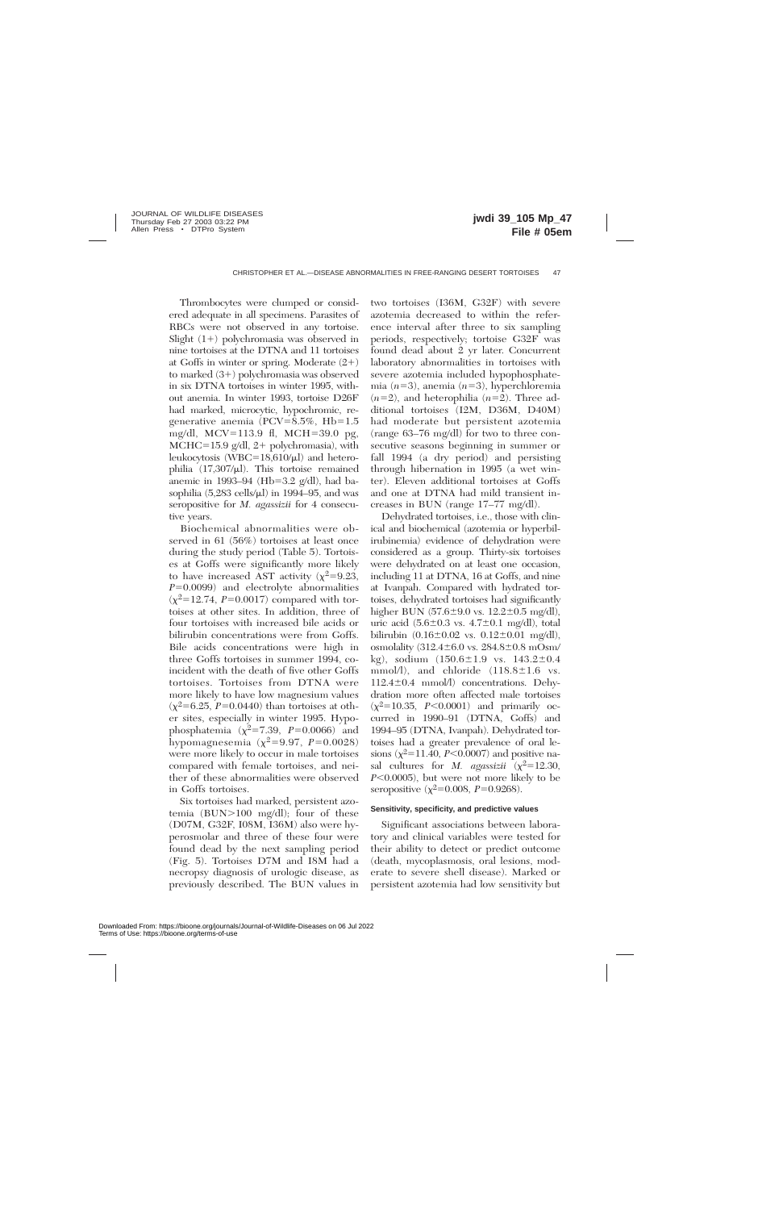Thrombocytes were clumped or considered adequate in all specimens. Parasites of RBCs were not observed in any tortoise. Slight (1+) polychromasia was observed in nine tortoises at the DTNA and 11 tortoises at Goffs in winter or spring. Moderate (2+) to marked (3+) polychromasia was observed in six DTNA tortoises in winter 1995, without anemia. In winter 1993, tortoise D26F had marked, microcytic, hypochromic, regenerative anemia (PCV=8.5%, Hb=1.5 mg/dl, MCV=113.9 fl, MCH=39.0 pg, MCHC=15.9 g/dl, 2+ polychromasia), with leukocytosis (WBC=18,610/μl) and heterophilia (17,307/μl). This tortoise remained anemic in 1993–94 (Hb=3.2 g/dl), had basophilia (5,283 cells/μl) in 1994–95, and was seropositive for *M. agassizii* for 4 consecutive years.

Biochemical abnormalities were observed in 61 (56%) tortoises at least once during the study period (Table 5). Tortoises at Goffs were significantly more likely to have increased AST activity ($\chi^2$=9.23, $P$=0.0099) and electrolyte abnormalities ($\chi^2$=12.74, $P$=0.0017) compared with tortoises at other sites. In addition, three of four tortoises with increased bile acids or bilirubin concentrations were from Goffs. Bile acids concentrations were high in three Goffs tortoises in summer 1994, coincident with the death of five other Goffs tortoises. Tortoises from DTNA were more likely to have low magnesium values ($\chi^2$=6.25, $P$=0.0440) than tortoises at other sites, especially in winter 1995. Hypophosphatemia ($\chi^2$=7.39, $P$=0.0066) and hypomagnesemia ($\chi^2$=9.97, $P$=0.0028) were more likely to occur in male tortoises compared with female tortoises, and neither of these abnormalities were observed in Goffs tortoises.

Six tortoises had marked, persistent azotemia (BUN>100 mg/dl); four of these (D07M, G32F, I08M, I36M) also were hyperosmolar and three of these four were found dead by the next sampling period (Fig. 5). Tortoises D7M and I8M had a necropsy diagnosis of urologic disease, as previously described. The BUN values in two tortoises (I36M, G32F) with severe azotemia decreased to within the reference interval after three to six sampling periods, respectively; tortoise G32F was found dead about 2 yr later. Concurrent laboratory abnormalities in tortoises with severe azotemia included hypophosphatemia ($n$=3), anemia ($n$=3), hyperchloremia ($n$=2), and heterophilia ($n$=2). Three additional tortoises (I2M, D36M, D40M) had moderate but persistent azotemia (range 63–76 mg/dl) for two to three consecutive seasons beginning in summer or fall 1994 (a dry period) and persisting through hibernation in 1995 (a wet winter). Eleven additional tortoises at Goffs and one at DTNA had mild transient increases in BUN (range 17–77 mg/dl).

Dehydrated tortoises, i.e., those with clinical and biochemical (azotemia or hyperbilirubinemia) evidence of dehydration were considered as a group. Thirty-six tortoises were dehydrated on at least one occasion, including 11 at DTNA, 16 at Goffs, and nine at Ivanpah. Compared with hydrated tortoises, dehydrated tortoises had significantly higher BUN (57.6±9.0 vs. 12.2±0.5 mg/dl), uric acid (5.6±0.3 vs. 4.7±0.1 mg/dl), total bilirubin (0.16±0.02 vs. 0.12±0.01 mg/dl), osmolality (312.4±6.0 vs. 284.8±0.8 mOsm/kg), sodium (150.6±1.9 vs. 143.2±0.4 mmol/l), and chloride (118.8±1.6 vs. 112.4±0.4 mmol/l) concentrations. Dehydration more often affected male tortoises ($\chi^2$=10.35, $P$<0.0001) and primarily occurred in 1990–91 (DTNA, Goffs) and 1994–95 (DTNA, Ivanpah). Dehydrated tortoises had a greater prevalence of oral lesions ($\chi^2$=11.40, $P$<0.0007) and positive nasal cultures for *M. agassizii* ($\chi^2$=12.30, $P$<0.0005), but were not more likely to be seropositive ($\chi^2$=0.008, $P$=0.9268).

#### Sensitivity, specificity, and predictive values

Significant associations between laboratory and clinical variables were tested for their ability to detect or predict outcome (death, mycoplasmosis, oral lesions, moderate to severe shell disease). Marked or persistent azotemia had low sensitivity but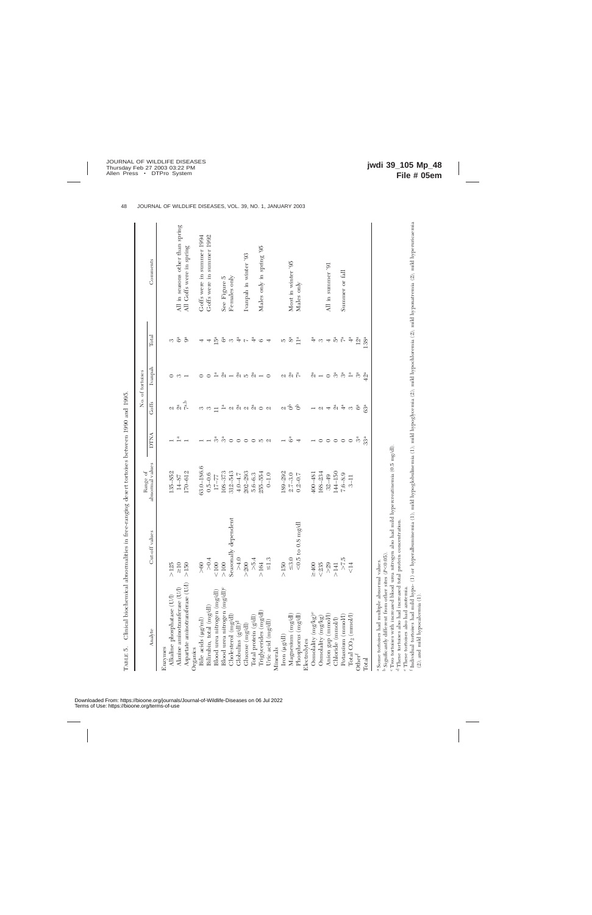TABLE 5. Clinical biochemical abnormalities in free-ranging desert tortoises between 1990 and 1995.

| Analyte | Cut-off values | Range of abnormal values | No. of tortoises | | | | Comments |
|---|---|---|---|---|---|---|---|
| | | | DTNA | Goffs | Ivanpah | Total | |
| Enzymes | | | | | | | |
| Alkaline phosphatase (U/l) | >125 | 135–852 | 1 | 2 | 0 | 3 | |
| Alanine aminotransferase (U/l) | ≥10 | 14–87 | 1[a] | 2[a] | 3 | 6[a] | All in seasons other than spring |
| Aspartate aminotransferase (U/l) | >150 | 170–612 | 1 | 7[a,b] | 1 | 9[a] | All Goffs were in spring |
| Organics | | | | | | | |
| Bile acids (µg/ml) | >60 | 63.0–186.6 | 1 | 3 | 0 | 4 | Goffs were in summer 1994 |
| Bilirubin, total (mg/dl) | >0.4 | 0.5–0.6 | 1 | 3 | 0 | 4 | Goffs were in summer 1992 |
| Blood urea nitrogen (mg/dl) | <100 | 17–77 | 3[a] | 11 | 1[a] | 15[a] | |
| Blood urea nitrogen (mg/dl)[c] | >100 | 108–373 | 3[a] | 1[a] | 2[a] | 6[a] | See Figure 5 |
| Cholesterol (mg/dl) | Seasonally dependent | 312–343 | 0 | 2 | 1 | 3 | Females only |
| Globulin (g/dl)[d] | >4.0 | 4.0–4.7 | 0 | 2[a] | 2[a] | 4[a] | |
| Glucose (mg/dl) | >200 | 202–293 | 0 | 2 | 5 | 7 | Ivanpah in winter '93 |
| Total protein (g/dl) | >5.4 | 5.6–6.3 | 0 | 2[a] | 2[a] | 4[a] | |
| Triglycerides (mg/dl) | >164 | 255–554 | 5 | 0 | 1 | 6 | Males only in spring '95 |
| Uric acid (mg/dl) | ≤1.3 | 0–1.0 | 2 | 2 | 0 | 4 | |
| Minerals | | | | | | | |
| Iron (µg/dl) | >150 | 189–292 | 1 | 2 | 2 | 5 | |
| Magnesium (mg/dl) | ≤3.0 | 2.7–3.0 | 6[a] | 0[b] | 2[a] | 8[a] | Most in winter '95 |
| Phosphorus (mg/dl) | <0.5 to 0.8 mg/dl | 0.2–0.7 | 4 | 0[b] | 7[a] | 11[a] | Males only |
| Electrolytes | | | | | | | |
| Osmolality (mOsm/kg)[e] | ≥400 | 400–481 | 1 | 1 | 2[a] | 4[a] | |
| Osmolality (mOsm/kg) | <235 | 168–234 | 0 | 2 | 1 | 3 | |
| Anion gap (mmol/l) | >29 | 32–49 | 0 | 4 | 0 | 4 | All in summer '91 |
| Chloride (mmol/l) | >141 | 144–150 | 0 | 2[a] | 3[a] | 5[a] | |
| Potassium (mmol/l) | >7.5 | 7.6–8.9 | 0 | 4[a] | 3[a] | 7[a] | Summer or fall |
| Total $CO_2$ (mmol/l) | <14 | 3–11 | 0 | 3 | 1[a] | 4[a] | |
| Other[f] | | | 3[a] | 6[a] | 3[a] | 12[a] | |
| Total | | | 33[a] | 63[a] | 42[a] | 138[a] | |

[a] Some tortoises had multiple abnormal values.

[b] Significantly different from other sites ($P<0.05$).

[c] Two tortoises with increased blood urea nitrogen also had mild hypercreatinemia (0.5 mg/dl).

[d] These tortoises also had increased total protein concentration.

[e] These tortoises also had azotemia.

[f] Individual tortoises had mild hypo- (1) or hyperalbuminemia (1), mild hypoglobulinemia (1), mild hypophosphatemia (2), mild hypochloremia (2), mild hyponatremia (2), mild hypernatremia (2), and mild hypocalcemia (1).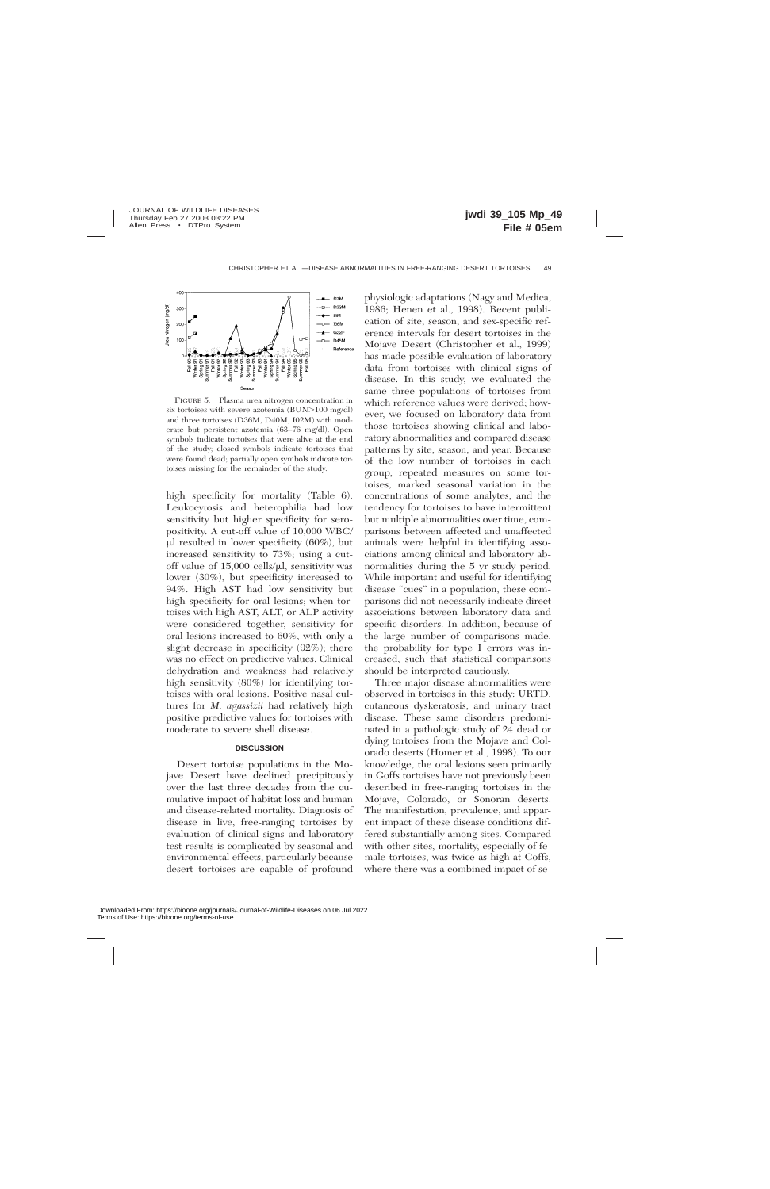FIGURE 5. Plasma urea nitrogen concentration in six tortoises with severe azotemia (BUN>100 mg/dl) and three tortoises (D36M, D40M, I02M) with moderate but persistent azotemia (63–76 mg/dl). Open symbols indicate tortoises that were alive at the end of the study; closed symbols indicate tortoises that were found dead; partially open symbols indicate tortoises missing for the remainder of the study.

high specificity for mortality (Table 6). Leukocytosis and heterophilia had low sensitivity but higher specificity for seropositivity. A cut-off value of 10,000 WBC/μl resulted in lower specificity (60%), but increased sensitivity to 73%; using a cut-off value of 15,000 cells/μl, sensitivity was lower (30%), but specificity increased to 94%. High AST had low sensitivity but high specificity for oral lesions; when tortoises with high AST, ALT, or ALP activity were considered together, sensitivity for oral lesions increased to 60%, with only a slight decrease in specificity (92%); there was no effect on predictive values. Clinical dehydration and weakness had relatively high sensitivity (80%) for identifying tortoises with oral lesions. Positive nasal cultures for *M. agassizii* had relatively high positive predictive values for tortoises with moderate to severe shell disease.

## DISCUSSION

Desert tortoise populations in the Mojave Desert have declined precipitously over the last three decades from the cumulative impact of habitat loss and human and disease-related mortality. Diagnosis of disease in live, free-ranging tortoises by evaluation of clinical signs and laboratory test results is complicated by seasonal and environmental effects, particularly because desert tortoises are capable of profound physiologic adaptations (Nagy and Medica, 1986; Henen et al., 1998). Recent publication of site, season, and sex-specific reference intervals for desert tortoises in the Mojave Desert (Christopher et al., 1999) has made possible evaluation of laboratory data from tortoises with clinical signs of disease. In this study, we evaluated the same three populations of tortoises from which reference values were derived; however, we focused on laboratory data from those tortoises showing clinical and laboratory abnormalities and compared disease patterns by site, season, and year. Because of the low number of tortoises in each group, repeated measures on some tortoises, marked seasonal variation in the concentrations of some analytes, and the tendency for tortoises to have intermittent but multiple abnormalities over time, comparisons between affected and unaffected animals were helpful in identifying associations among clinical and laboratory abnormalities during the 5 yr study period. While important and useful for identifying disease "cues" in a population, these comparisons did not necessarily indicate direct associations between laboratory data and specific disorders. In addition, because of the large number of comparisons made, the probability for type I errors was increased, such that statistical comparisons should be interpreted cautiously.

Three major disease abnormalities were observed in tortoises in this study: URTD, cutaneous dyskeratosis, and urinary tract disease. These same disorders predominated in a pathologic study of 24 dead or dying tortoises from the Mojave and Colorado deserts (Homer et al., 1998). To our knowledge, the oral lesions seen primarily in Goffs tortoises have not previously been described in free-ranging tortoises in the Mojave, Colorado, or Sonoran deserts. The manifestation, prevalence, and apparent impact of these disease conditions differed substantially among sites. Compared with other sites, mortality, especially of female tortoises, was twice as high at Goffs, where there was a combined impact of se-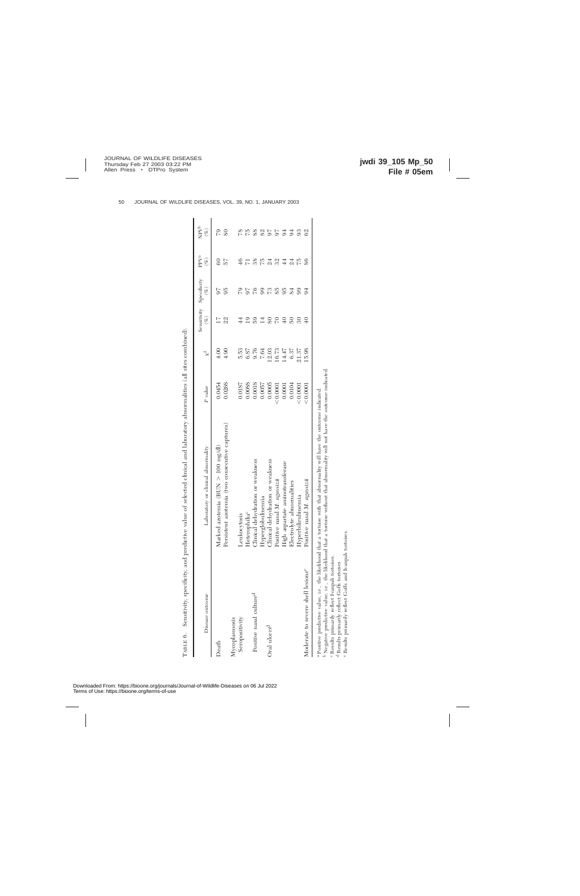TABLE 6. Sensitivity, specificity, and predictive value of selected clinical and laboratory abnormalities (all sites combined).

| Disease outcome | Laboratory or clinical abnormality | $P$ value | $\chi^2$ | Sensitivity (%) | Specificity (%) | PPV[a] (%) | NPV[b] (%) |
|---|---|---|---|---|---|---|---|
| Death | Marked azotemia (BUN > 100 mg/dl) | 0.0454 | 4.00 | 17 | 97 | 60 | 79 |
| | Persistent azotemia (two consecutive captures) | 0.0268 | 4.90 | 22 | 95 | 57 | 80 |
| Mycoplasmosis | | | | | | | |
| Seropositivity | Leukocytosis | 0.0187 | 5.53 | 44 | 79 | 46 | 78 |
| | Heterophilia[c] | 0.0088 | 6.87 | 19 | 97 | 71 | 75 |
| Positive nasal culture[d] | Clinical dehydration or weakness | 0.0018 | 9.76 | 59 | 76 | 38 | 88 |
| | Hyperglobulinemia | 0.0057 | 7.64 | 14 | 99 | 75 | 82 |
| Oral ulcers[d] | Clinical dehydration or weakness | 0.0005 | 12.03 | 80 | 73 | 24 | 97 |
| | Positive nasal *M. agassizii* | <0.0001 | 16.73 | 70 | 85 | 32 | 97 |
| | High aspartate aminotransferase | 0.0001 | 14.47 | 40 | 95 | 44 | 94 |
| | Electrolyte abnormalities | 0.0104 | 6.37 | 50 | 84 | 24 | 94 |
| | Hyperbilirubinemia | <0.0001 | 21.37 | 30 | 99 | 75 | 93 |
| Moderate to severe shell lesions[e] | Positive nasal *M. agassizii* | <0.0001 | 15.98 | 40 | 94 | 86 | 62 |

[a] Positive predictive value, i.e., the likelihood that a tortoise with that abnormality will have the outcome indicated.

[b] Negative predictive value, i.e., the likelihood that a tortoise without that abnormality will not have the outcome indicated.

[c] Results primarily reflect Ivanpah tortoises.

[d] Results primarily reflect Goffs tortoises.

[e] Results primarily reflect Goffs and Ivanpah tortoises.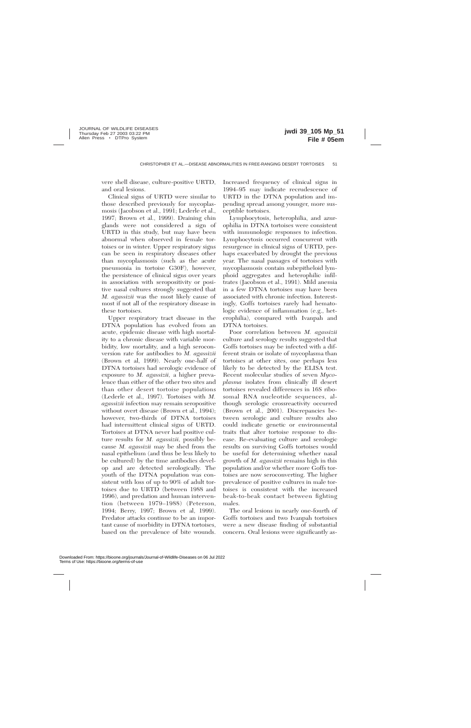vere shell disease, culture-positive URTD, and oral lesions.

Clinical signs of URTD were similar to those described previously for mycoplasmosis (Jacobson et al., 1991; Lederle et al., 1997; Brown et al., 1999). Draining chin glands were not considered a sign of URTD in this study, but may have been abnormal when observed in female tortoises or in winter. Upper respiratory signs can be seen in respiratory diseases other than mycoplasmosis (such as the acute pneumonia in tortoise G30F), however, the persistence of clinical signs over years in association with seropositivity or positive nasal cultures strongly suggested that *M. agassizii* was the most likely cause of most if not all of the respiratory disease in these tortoises.

Upper respiratory tract disease in the DTNA population has evolved from an acute, epidemic disease with high mortality to a chronic disease with variable morbidity, low mortality, and a high seroconversion rate for antibodies to *M. agassizii* (Brown et al, 1999). Nearly one-half of DTNA tortoises had serologic evidence of exposure to *M. agassizii*, a higher prevalence than either of the other two sites and than other desert tortoise populations (Lederle et al., 1997). Tortoises with *M. agassizii* infection may remain seropositive without overt disease (Brown et al., 1994); however, two-thirds of DTNA tortoises had intermittent clinical signs of URTD. Tortoises at DTNA never had positive culture results for *M. agassizii*, possibly because *M. agassizii* may be shed from the nasal epithelium (and thus be less likely to be cultured) by the time antibodies develop and are detected serologically. The youth of the DTNA population was consistent with loss of up to 90% of adult tortoises due to URTD (between 1988 and 1996), and predation and human intervention (between 1979–1988) (Peterson, 1994; Berry, 1997; Brown et al, 1999). Predator attacks continue to be an important cause of morbidity in DTNA tortoises, based on the prevalence of bite wounds. Increased frequency of clinical signs in 1994–95 may indicate recrudescence of URTD in the DTNA population and impending spread among younger, more susceptible tortoises.

Lymphocytosis, heterophilia, and azurophilia in DTNA tortoises were consistent with immunologic responses to infection. Lymphocytosis occurred concurrent with resurgence in clinical signs of URTD, perhaps exacerbated by drought the previous year. The nasal passages of tortoises with mycoplasmosis contain subepitheloid lymphoid aggregates and heterophilic infiltrates (Jacobson et al., 1991). Mild anemia in a few DTNA tortoises may have been associated with chronic infection. Interestingly, Goffs tortoises rarely had hematologic evidence of inflammation (e.g., heterophilia), compared with Ivanpah and DTNA tortoises.

Poor correlation between *M. agassizii* culture and serology results suggested that Goffs tortoises may be infected with a different strain or isolate of mycoplasma than tortoises at other sites, one perhaps less likely to be detected by the ELISA test. Recent molecular studies of seven *Mycoplasma* isolates from clinically ill desert tortoises revealed differences in 16S ribosomal RNA nucleotide sequences, although serologic crossreactivity occurred (Brown et al., 2001). Discrepancies between serologic and culture results also could indicate genetic or environmental traits that alter tortoise response to disease. Re-evaluating culture and serologic results on surviving Goffs tortoises would be useful for determining whether nasal growth of *M. agassizii* remains high in this population and/or whether more Goffs tortoises are now seroconverting. The higher prevalence of positive cultures in male tortoises is consistent with the increased beak-to-beak contact between fighting males.

The oral lesions in nearly one-fourth of Goffs tortoises and two Ivanpah tortoises were a new disease finding of substantial concern. Oral lesions were significantly as-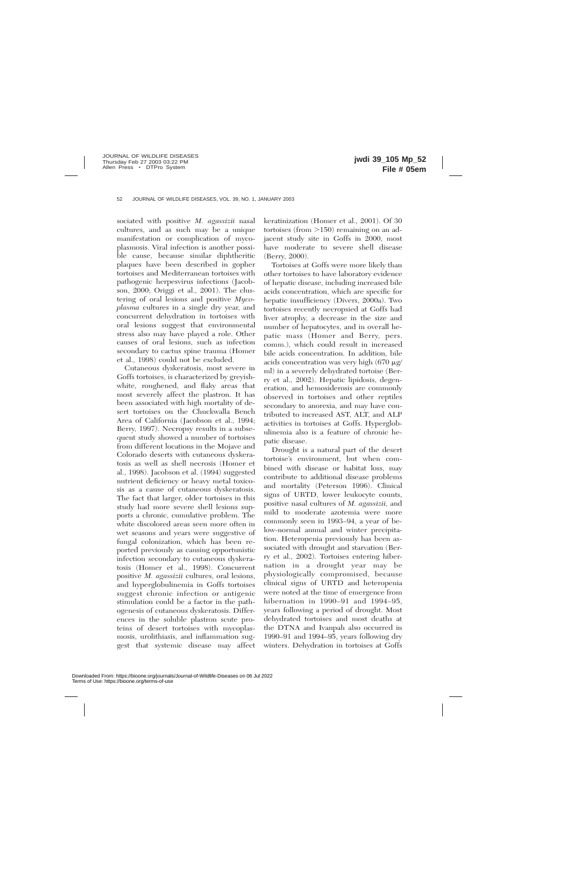sociated with positive *M. agassizii* nasal cultures, and as such may be a unique manifestation or complication of mycoplasmosis. Viral infection is another possible cause, because similar diphtheritic plaques have been described in gopher tortoises and Mediterranean tortoises with pathogenic herpesvirus infections (Jacobson, 2000; Origgi et al., 2001). The clustering of oral lesions and positive *Mycoplasma* cultures in a single dry year, and concurrent dehydration in tortoises with oral lesions suggest that environmental stress also may have played a role. Other causes of oral lesions, such as infection secondary to cactus spine trauma (Homer et al., 1998) could not be excluded.

Cutaneous dyskeratosis, most severe in Goffs tortoises, is characterized by greyish-white, roughened, and flaky areas that most severely affect the plastron. It has been associated with high mortality of desert tortoises on the Chuckwalla Bench Area of California (Jacobson et al., 1994; Berry, 1997). Necropsy results in a subsequent study showed a number of tortoises from different locations in the Mojave and Colorado deserts with cutaneous dyskeratosis as well as shell necrosis (Homer et al., 1998). Jacobson et al. (1994) suggested nutrient deficiency or heavy metal toxicosis as a cause of cutaneous dyskeratosis. The fact that larger, older tortoises in this study had more severe shell lesions supports a chronic, cumulative problem. The white discolored areas seen more often in wet seasons and years were suggestive of fungal colonization, which has been reported previously as causing opportunistic infection secondary to cutaneous dyskeratosis (Homer et al., 1998). Concurrent positive *M. agassizii* cultures, oral lesions, and hyperglobulinemia in Goffs tortoises suggest chronic infection or antigenic stimulation could be a factor in the pathogenesis of cutaneous dyskeratosis. Differences in the soluble plastron scute proteins of desert tortoises with mycoplasmosis, urolithiasis, and inflammation suggest that systemic disease may affect keratinization (Homer et al., 2001). Of 30 tortoises (from >150) remaining on an adjacent study site in Goffs in 2000, most have moderate to severe shell disease (Berry, 2000).

Tortoises at Goffs were more likely than other tortoises to have laboratory evidence of hepatic disease, including increased bile acids concentration, which are specific for hepatic insufficiency (Divers, 2000a). Two tortoises recently necropsied at Goffs had liver atrophy, a decrease in the size and number of hepatocytes, and in overall hepatic mass (Homer and Berry, pers. comm.), which could result in increased bile acids concentration. In addition, bile acids concentration was very high (670 μg/ml) in a severely dehydrated tortoise (Berry et al., 2002). Hepatic lipidosis, degeneration, and hemosiderosis are commonly observed in tortoises and other reptiles secondary to anorexia, and may have contributed to increased AST, ALT, and ALP activities in tortoises at Goffs. Hyperglobulinemia also is a feature of chronic hepatic disease.

Drought is a natural part of the desert tortoise's environment, but when combined with disease or habitat loss, may contribute to additional disease problems and mortality (Peterson 1996). Clinical signs of URTD, lower leukocyte counts, positive nasal cultures of *M. agassizii,* and mild to moderate azotemia were more commonly seen in 1993–94, a year of below-normal annual and winter precipitation. Heteropenia previously has been associated with drought and starvation (Berry et al., 2002). Tortoises entering hibernation in a drought year may be physiologically compromised, because clinical signs of URTD and heteropenia were noted at the time of emergence from hibernation in 1990–91 and 1994–95, years following a period of drought. Most dehydrated tortoises and most deaths at the DTNA and Ivanpah also occurred in 1990–91 and 1994–95, years following dry winters. Dehydration in tortoises at Goffs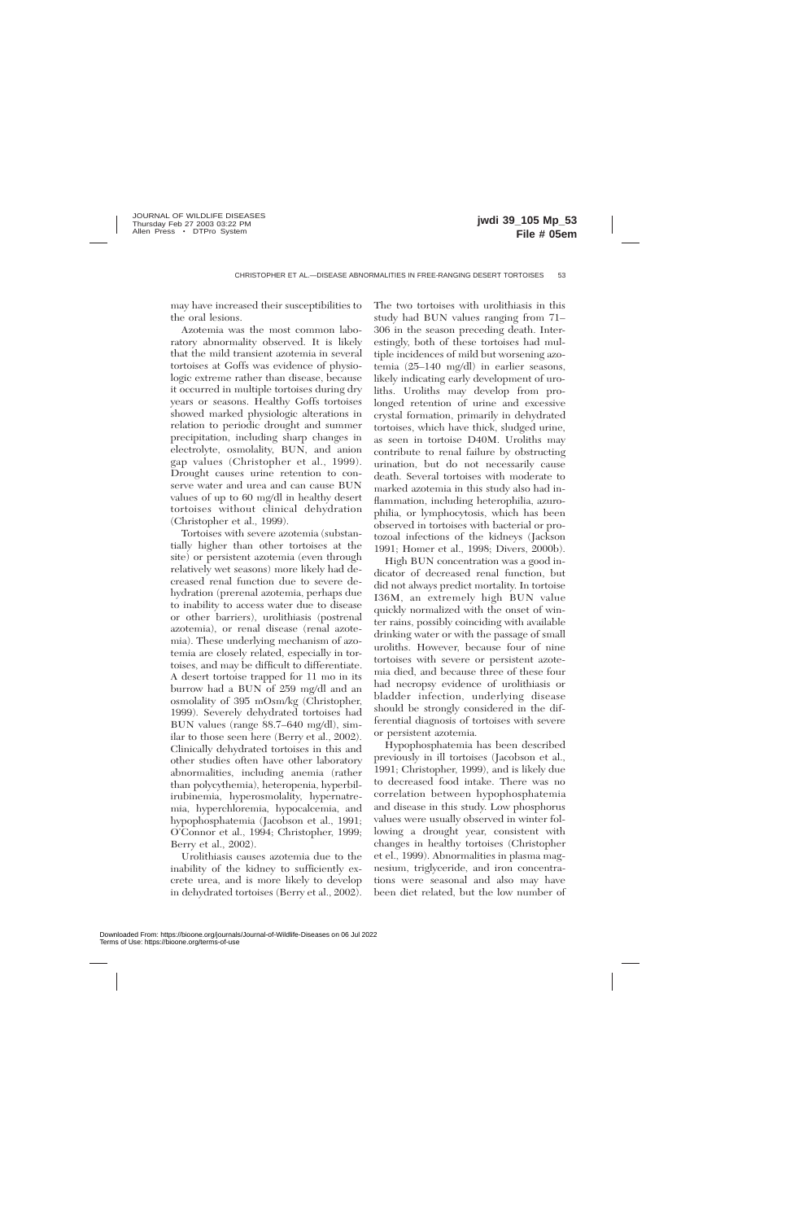may have increased their susceptibilities to the oral lesions.

Azotemia was the most common laboratory abnormality observed. It is likely that the mild transient azotemia in several tortoises at Goffs was evidence of physiologic extreme rather than disease, because it occurred in multiple tortoises during dry years or seasons. Healthy Goffs tortoises showed marked physiologic alterations in relation to periodic drought and summer precipitation, including sharp changes in electrolyte, osmolality, BUN, and anion gap values (Christopher et al., 1999). Drought causes urine retention to conserve water and urea and can cause BUN values of up to 60 mg/dl in healthy desert tortoises without clinical dehydration (Christopher et al., 1999).

Tortoises with severe azotemia (substantially higher than other tortoises at the site) or persistent azotemia (even through relatively wet seasons) more likely had decreased renal function due to severe dehydration (prerenal azotemia, perhaps due to inability to access water due to disease or other barriers), urolithiasis (postrenal azotemia), or renal disease (renal azotemia). These underlying mechanism of azotemia are closely related, especially in tortoises, and may be difficult to differentiate. A desert tortoise trapped for 11 mo in its burrow had a BUN of 259 mg/dl and an osmolality of 395 mOsm/kg (Christopher, 1999). Severely dehydrated tortoises had BUN values (range 88.7–640 mg/dl), similar to those seen here (Berry et al., 2002). Clinically dehydrated tortoises in this and other studies often have other laboratory abnormalities, including anemia (rather than polycythemia), heteropenia, hyperbilirubinemia, hyperosmolality, hypernatremia, hyperchloremia, hypocalcemia, and hypophosphatemia (Jacobson et al., 1991; O'Connor et al., 1994; Christopher, 1999; Berry et al., 2002).

Urolithiasis causes azotemia due to the inability of the kidney to sufficiently excrete urea, and is more likely to develop in dehydrated tortoises (Berry et al., 2002). The two tortoises with urolithiasis in this study had BUN values ranging from 71–306 in the season preceding death. Interestingly, both of these tortoises had multiple incidences of mild but worsening azotemia (25–140 mg/dl) in earlier seasons, likely indicating early development of uroliths. Uroliths may develop from prolonged retention of urine and excessive crystal formation, primarily in dehydrated tortoises, which have thick, sludged urine, as seen in tortoise D40M. Uroliths may contribute to renal failure by obstructing urination, but do not necessarily cause death. Several tortoises with moderate to marked azotemia in this study also had inflammation, including heterophilia, azurophilia, or lymphocytosis, which has been observed in tortoises with bacterial or protozoal infections of the kidneys (Jackson 1991; Homer et al., 1998; Divers, 2000b).

High BUN concentration was a good indicator of decreased renal function, but did not always predict mortality. In tortoise I36M, an extremely high BUN value quickly normalized with the onset of winter rains, possibly coinciding with available drinking water or with the passage of small uroliths. However, because four of nine tortoises with severe or persistent azotemia died, and because three of these four had necropsy evidence of urolithiasis or bladder infection, underlying disease should be strongly considered in the differential diagnosis of tortoises with severe or persistent azotemia.

Hypophosphatemia has been described previously in ill tortoises (Jacobson et al., 1991; Christopher, 1999), and is likely due to decreased food intake. There was no correlation between hypophosphatemia and disease in this study. Low phosphorus values were usually observed in winter following a drought year, consistent with changes in healthy tortoises (Christopher et el., 1999). Abnormalities in plasma magnesium, triglyceride, and iron concentrations were seasonal and also may have been diet related, but the low number of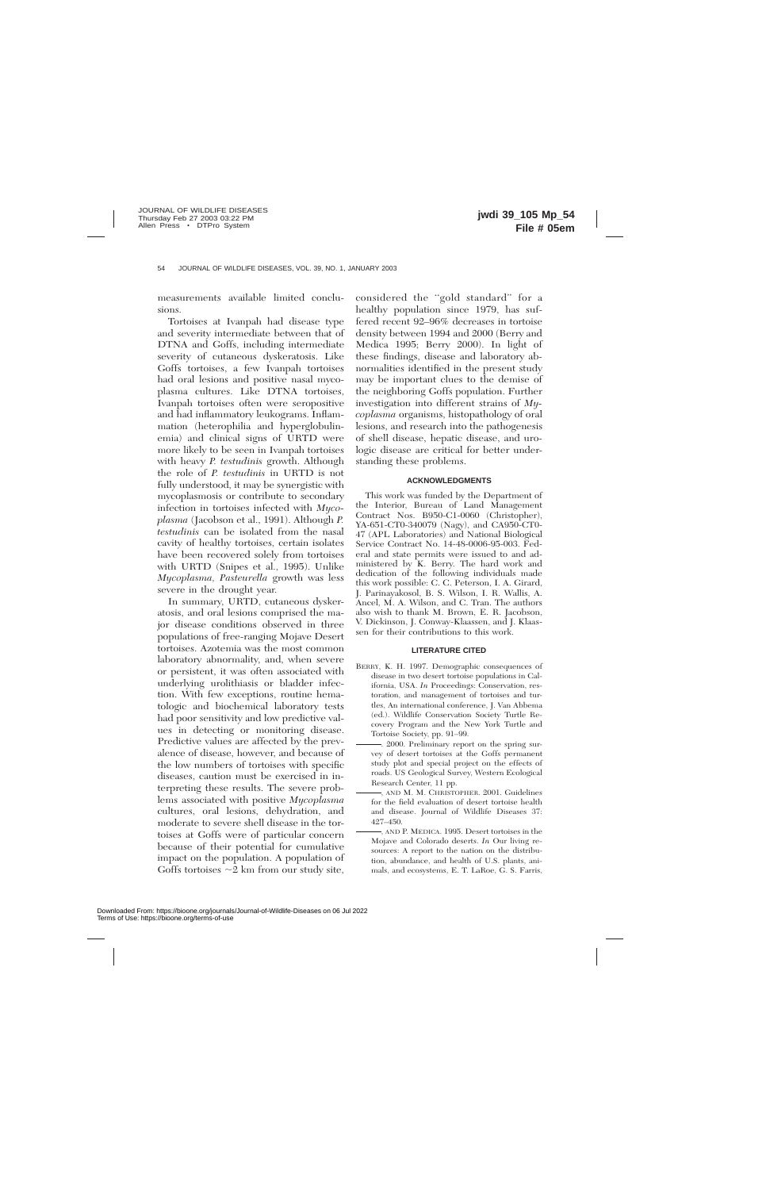measurements available limited conclusions.

Tortoises at Ivanpah had disease type and severity intermediate between that of DTNA and Goffs, including intermediate severity of cutaneous dyskeratosis. Like Goffs tortoises, a few Ivanpah tortoises had oral lesions and positive nasal mycoplasma cultures. Like DTNA tortoises, Ivanpah tortoises often were seropositive and had inflammatory leukograms. Inflammation (heterophilia and hyperglobulinemia) and clinical signs of URTD were more likely to be seen in Ivanpah tortoises with heavy *P. testudinis* growth. Although the role of *P. testudinis* in URTD is not fully understood, it may be synergistic with mycoplasmosis or contribute to secondary infection in tortoises infected with *Mycoplasma* (Jacobson et al., 1991). Although *P. testudinis* can be isolated from the nasal cavity of healthy tortoises, certain isolates have been recovered solely from tortoises with URTD (Snipes et al., 1995). Unlike *Mycoplasma*, *Pasteurella* growth was less severe in the drought year.

In summary, URTD, cutaneous dyskeratosis, and oral lesions comprised the major disease conditions observed in three populations of free-ranging Mojave Desert tortoises. Azotemia was the most common laboratory abnormality, and, when severe or persistent, it was often associated with underlying urolithiasis or bladder infection. With few exceptions, routine hematologic and biochemical laboratory tests had poor sensitivity and low predictive values in detecting or monitoring disease. Predictive values are affected by the prevalence of disease, however, and because of the low numbers of tortoises with specific diseases, caution must be exercised in interpreting these results. The severe problems associated with positive *Mycoplasma* cultures, oral lesions, dehydration, and moderate to severe shell disease in the tortoises at Goffs were of particular concern because of their potential for cumulative impact on the population. A population of Goffs tortoises ~2 km from our study site, considered the "gold standard" for a healthy population since 1979, has suffered recent 92–96% decreases in tortoise density between 1994 and 2000 (Berry and Medica 1995; Berry 2000). In light of these findings, disease and laboratory abnormalities identified in the present study may be important clues to the demise of the neighboring Goffs population. Further investigation into different strains of *Mycoplasma* organisms, histopathology of oral lesions, and research into the pathogenesis of shell disease, hepatic disease, and urologic disease are critical for better understanding these problems.

## ACKNOWLEDGMENTS

This work was funded by the Department of the Interior, Bureau of Land Management Contract Nos. B950-C1-0060 (Christopher), YA-651-CT0-340079 (Nagy), and CA950-CT0-47 (APL Laboratories) and National Biological Service Contract No. 14-48-0006-95-003. Federal and state permits were issued to and administered by K. Berry. The hard work and dedication of the following individuals made this work possible: C. C. Peterson, I. A. Girard, J. Parinayakosol, B. S. Wilson, I. R. Wallis, A. Ancel, M. A. Wilson, and C. Tran. The authors also wish to thank M. Brown, E. R. Jacobson, V. Dickinson, J. Conway-Klaassen, and J. Klaassen for their contributions to this work.

## LITERATURE CITED

BERRY, K. H. 1997. Demographic consequences of disease in two desert tortoise populations in California, USA. *In* Proceedings: Conservation, restoration, and management of tortoises and turtles, An international conference, J. Van Abbema (ed.). Wildlife Conservation Society Turtle Recovery Program and the New York Turtle and Tortoise Society, pp. 91–99.

———. 2000. Preliminary report on the spring survey of desert tortoises at the Goffs permanent study plot and special project on the effects of roads. US Geological Survey, Western Ecological Research Center, 11 pp.

———, AND M. M. CHRISTOPHER. 2001. Guidelines for the field evaluation of desert tortoise health and disease. Journal of Wildlife Diseases 37: 427–450.

———, AND P. MEDICA. 1995. Desert tortoises in the Mojave and Colorado deserts. *In* Our living resources: A report to the nation on the distribution, abundance, and health of U.S. plants, animals, and ecosystems, E. T. LaRoe, G. S. Farris,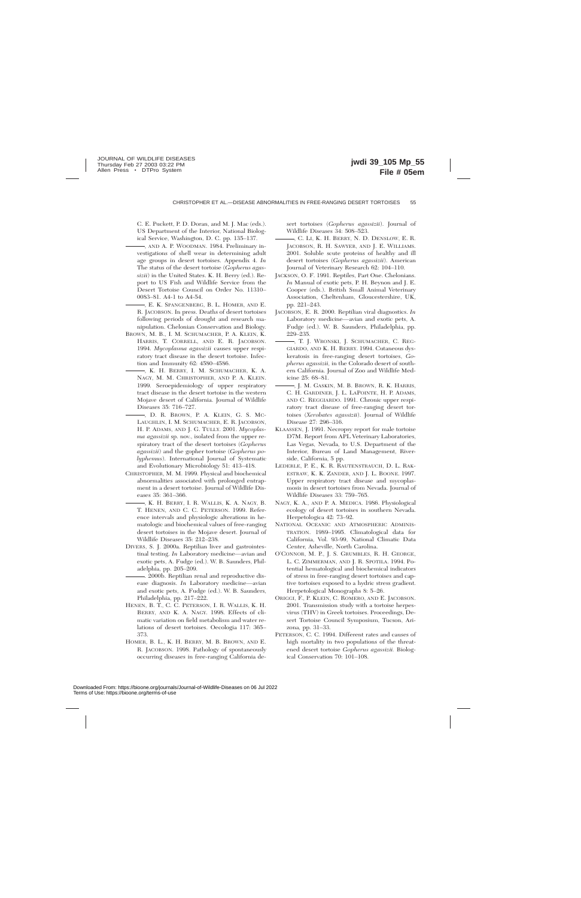C. E. Puckett, P. D. Doran, and M. J. Mac (eds.). US Department of the Interior, National Biological Service, Washington, D. C. pp. 135–137.

———, and A. P. Woodman. 1984. Preliminary investigations of shell wear in determining adult age groups in desert tortoises. Appendix 4. *In* The status of the desert tortoise (*Gopherus agassizii*) in the United States. K. H. Berry (ed.). Report to US Fish and Wildlife Service from the Desert Tortoise Council on Order No. 11310–0083–81. A4-1 to A4-54.

———, E. K. Spangenberg, B. L. Homer, and E. R. Jacobson. In press. Deaths of desert tortoises following periods of drought and research manipulation. Chelonian Conservation and Biology.

Brown, M. B., I. M. Schumacher, P. A. Klein, K. Harris, T. Correll, and E. R. Jacobson. 1994. *Mycoplasma agassizii* causes upper respiratory tract disease in the desert tortoise. Infection and Immunity 62: 4580–4586.

———, K. H. Berry, I. M. Schumacher, K. A. Nagy, M. M. Christopher, and P. A. Klein. 1999. Seroepidemiology of upper respiratory tract disease in the desert tortoise in the western Mojave desert of California. Journal of Wildlife Diseases 35: 716–727.

———, D. R. Brown, P. A. Klein, G. S. McLaughlin, I. M. Schumacher, E. R. Jacobson, H. P. Adams, and J. G. Tully. 2001. *Mycoplasma agassizii* sp. nov., isolated from the upper respiratory tract of the desert tortoises (*Gopherus agassizii*) and the gopher tortoise (*Gopherus polyphemus*). International Journal of Systematic and Evolutionary Microbiology 51: 413–418.

Christopher, M. M. 1999. Physical and biochemical abnormalities associated with prolonged entrapment in a desert tortoise. Journal of Wildlife Diseases 35: 361–366.

———, K. H. Berry, I. R. Wallis, K. A. Nagy, B. T. Henen, and C. C. Peterson. 1999. Reference intervals and physiologic alterations in hematologic and biochemical values of free-ranging desert tortoises in the Mojave desert. Journal of Wildlife Diseases 35: 212–238.

Divers, S. J. 2000a. Reptilian liver and gastrointestinal testing. *In* Laboratory medicine—avian and exotic pets, A. Fudge (ed.). W. B. Saunders, Philadelphia, pp. 205–209.

———. 2000b. Reptilian renal and reproductive disease diagnosis. *In* Laboratory medicine—avian and exotic pets, A. Fudge (ed.). W. B. Saunders, Philadelphia, pp. 217–222.

Henen, B. T., C. C. Peterson, I. R. Wallis, K. H. Berry, and K. A. Nagy. 1998. Effects of climatic variation on field metabolism and water relations of desert tortoises. Oecologia 117: 365–373.

Homer, B. L., K. H. Berry, M. B. Brown, and E. R. Jacobson. 1998. Pathology of spontaneously occurring diseases in free-ranging California desert tortoises (*Gopherus agassizii*). Journal of Wildlife Diseases 34: 508–523.

———, C. Li, K. H. Berry, N. D. Denslow, E. R. Jacobson, R. H. Sawyer, and J. E. Williams. 2001. Soluble scute proteins of healthy and ill desert tortoises (*Gopherus agassizii*). American Journal of Veterinary Research 62: 104–110.

Jackson, O. F. 1991. Reptiles, Part One. Chelonians. *In* Manual of exotic pets, P. H. Beynon and J. E. Cooper (eds.). British Small Animal Veterinary Association, Cheltenham, Gloucestershire, UK, pp. 221–243.

Jacobson, E. R. 2000. Reptilian viral diagnostics. *In* Laboratory medicine—avian and exotic pets, A. Fudge (ed.). W. B. Saunders, Philadelphia, pp. 229–235.

———, T. J. Wronski, J. Schumacher, C. Reggiardo, and K. H. Berry. 1994. Cutaneous dyskeratosis in free-ranging desert tortoises, *Gopherus agassizii*, in the Colorado desert of southern California. Journal of Zoo and Wildlife Medicine 25: 68–81.

———, J. M. Gaskin, M. B. Brown, R. K. Harris, C. H. Gardiner, J. L. LaPointe, H. P. Adams, and C. Reggiardo. 1991. Chronic upper respiratory tract disease of free-ranging desert tortoises (*Xerobates agassizii*). Journal of Wildlife Disease 27: 296–316.

Klaassen, J. 1991. Necropsy report for male tortoise D7M. Report from APL Veterinary Laboratories, Las Vegas, Nevada, to U.S. Department of the Interior, Bureau of Land Management, Riverside, California, 5 pp.

Lederle, P. E., K. R. Rautenstrauch, D. L. Rakestraw, K. K. Zander, and J. L. Boone. 1997. Upper respiratory tract disease and mycoplasmosis in desert tortoises from Nevada. Journal of Wildlife Diseases 33: 759–765.

Nagy, K. A., and P. A. Medica. 1986. Physiological ecology of desert tortoises in southern Nevada. Herpetologica 42: 73–92.

National Oceanic and Atmospheric Administration. 1989–1995. Climatological data for California, Vol. 93-99, National Climatic Data Center, Asheville, North Carolina.

O'Connor, M. P., J. S. Grumbles, R. H. George, L. C. Zimmerman, and J. R. Spotila. 1994. Potential hematological and biochemical indicators of stress in free-ranging desert tortoises and captive tortoises exposed to a hydric stress gradient. Herpetological Monographs 8: 5–26.

Origgi, F., P. Klein, C. Romero, and E. Jacobson. 2001. Transmission study with a tortoise herpesvirus (THV) in Greek tortoises. Proceedings, Desert Tortoise Council Symposium, Tucson, Arizona, pp. 31–33.

Peterson, C. C. 1994. Different rates and causes of high mortality in two populations of the threatened desert tortoise *Gopherus agassizii*. Biological Conservation 70: 101–108.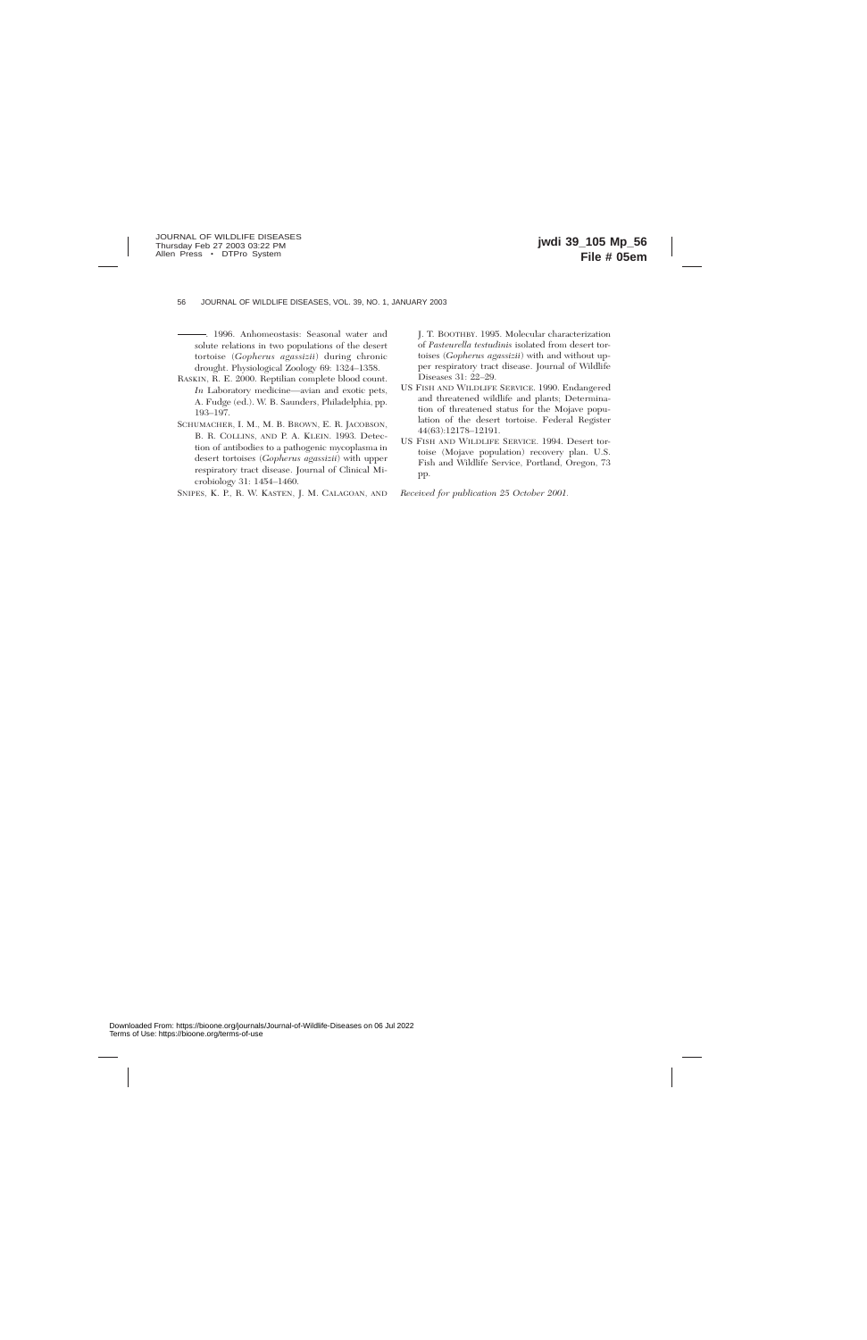———. 1996. Anhomeostasis: Seasonal water and solute relations in two populations of the desert tortoise (*Gopherus agassizii*) during chronic drought. Physiological Zoology 69: 1324–1358.

RASKIN, R. E. 2000. Reptilian complete blood count. *In* Laboratory medicine—avian and exotic pets, A. Fudge (ed.). W. B. Saunders, Philadelphia, pp. 193–197.

SCHUMACHER, I. M., M. B. BROWN, E. R. JACOBSON, B. R. COLLINS, AND P. A. KLEIN. 1993. Detection of antibodies to a pathogenic mycoplasma in desert tortoises (*Gopherus agassizii*) with upper respiratory tract disease. Journal of Clinical Microbiology 31: 1454–1460.

SNIPES, K. P., R. W. KASTEN, J. M. CALAGOAN, AND J. T. BOOTHBY. 1995. Molecular characterization of *Pasteurella testudinis* isolated from desert tortoises (*Gopherus agassizii*) with and without upper respiratory tract disease. Journal of Wildlife Diseases 31: 22–29.

US FISH AND WILDLIFE SERVICE. 1990. Endangered and threatened wildlife and plants; Determination of threatened status for the Mojave population of the desert tortoise. Federal Register 44(63):12178–12191.

US FISH AND WILDLIFE SERVICE. 1994. Desert tortoise (Mojave population) recovery plan. U.S. Fish and Wildlife Service, Portland, Oregon, 73 pp.

*Received for publication 25 October 2001.*